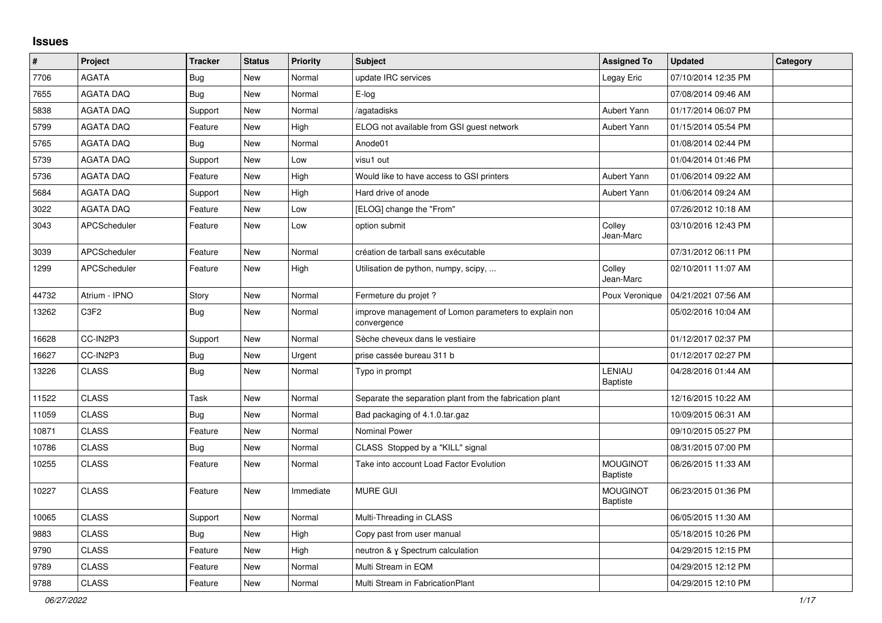## Issues

| # | Project | Tracker | Status | Priority | Subject | Assigned To | Updated | Category |
|---|---|---|---|---|---|---|---|---|
| 7706 | AGATA | Bug | New | Normal | update IRC services | Legay Eric | 07/10/2014 12:35 PM | |
| 7655 | AGATA DAQ | Bug | New | Normal | E-log | | 07/08/2014 09:46 AM | |
| 5838 | AGATA DAQ | Support | New | Normal | /agatadisks | Aubert Yann | 01/17/2014 06:07 PM | |
| 5799 | AGATA DAQ | Feature | New | High | ELOG not available from GSI guest network | Aubert Yann | 01/15/2014 05:54 PM | |
| 5765 | AGATA DAQ | Bug | New | Normal | Anode01 | | 01/08/2014 02:44 PM | |
| 5739 | AGATA DAQ | Support | New | Low | visu1 out | | 01/04/2014 01:46 PM | |
| 5736 | AGATA DAQ | Feature | New | High | Would like to have access to GSI printers | Aubert Yann | 01/06/2014 09:22 AM | |
| 5684 | AGATA DAQ | Support | New | High | Hard drive of anode | Aubert Yann | 01/06/2014 09:24 AM | |
| 3022 | AGATA DAQ | Feature | New | Low | [ELOG] change the "From" | | 07/26/2012 10:18 AM | |
| 3043 | APCScheduler | Feature | New | Low | option submit | Colley Jean-Marc | 03/10/2016 12:43 PM | |
| 3039 | APCScheduler | Feature | New | Normal | création de tarball sans exécutable | | 07/31/2012 06:11 PM | |
| 1299 | APCScheduler | Feature | New | High | Utilisation de python, numpy, scipy, ... | Colley Jean-Marc | 02/10/2011 11:07 AM | |
| 44732 | Atrium - IPNO | Story | New | Normal | Fermeture du projet ? | Poux Veronique | 04/21/2021 07:56 AM | |
| 13262 | C3F2 | Bug | New | Normal | improve management of Lomon parameters to explain non convergence | | 05/02/2016 10:04 AM | |
| 16628 | CC-IN2P3 | Support | New | Normal | Sèche cheveux dans le vestiaire | | 01/12/2017 02:37 PM | |
| 16627 | CC-IN2P3 | Bug | New | Urgent | prise cassée bureau 311 b | | 01/12/2017 02:27 PM | |
| 13226 | CLASS | Bug | New | Normal | Typo in prompt | LENIAU Baptiste | 04/28/2016 01:44 AM | |
| 11522 | CLASS | Task | New | Normal | Separate the separation plant from the fabrication plant | | 12/16/2015 10:22 AM | |
| 11059 | CLASS | Bug | New | Normal | Bad packaging of 4.1.0.tar.gaz | | 10/09/2015 06:31 AM | |
| 10871 | CLASS | Feature | New | Normal | Nominal Power | | 09/10/2015 05:27 PM | |
| 10786 | CLASS | Bug | New | Normal | CLASS Stopped by a "KILL" signal | | 08/31/2015 07:00 PM | |
| 10255 | CLASS | Feature | New | Normal | Take into account Load Factor Evolution | MOUGINOT Baptiste | 06/26/2015 11:33 AM | |
| 10227 | CLASS | Feature | New | Immediate | MURE GUI | MOUGINOT Baptiste | 06/23/2015 01:36 PM | |
| 10065 | CLASS | Support | New | Normal | Multi-Threading in CLASS | | 06/05/2015 11:30 AM | |
| 9883 | CLASS | Bug | New | High | Copy past from user manual | | 05/18/2015 10:26 PM | |
| 9790 | CLASS | Feature | New | High | neutron & γ Spectrum calculation | | 04/29/2015 12:15 PM | |
| 9789 | CLASS | Feature | New | Normal | Multi Stream in EQM | | 04/29/2015 12:12 PM | |
| 9788 | CLASS | Feature | New | Normal | Multi Stream in FabricationPlant | | 04/29/2015 12:10 PM | |

*06/27/2022*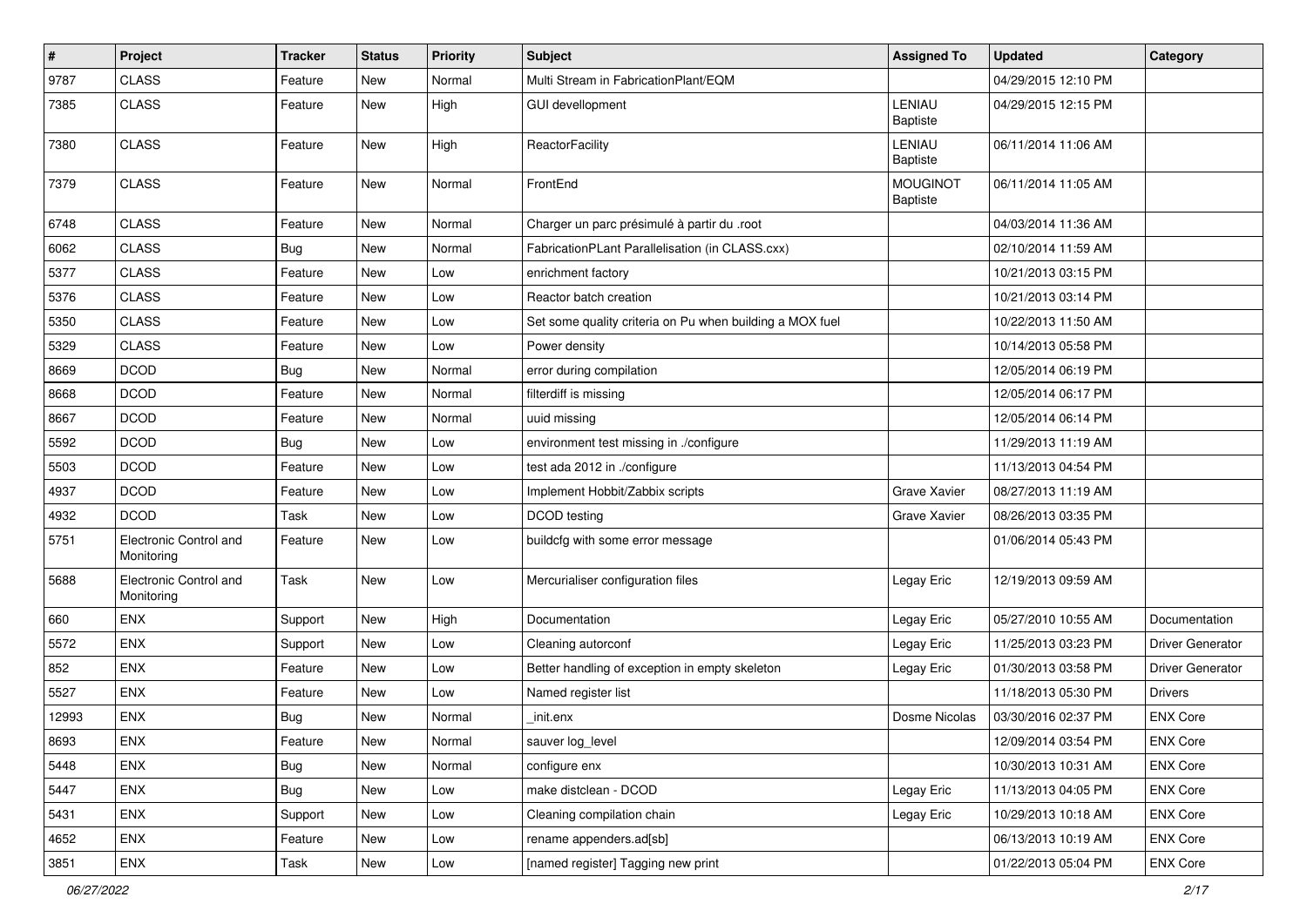| # | Project | Tracker | Status | Priority | Subject | Assigned To | Updated | Category |
|---|---|---|---|---|---|---|---|---|
| 9787 | CLASS | Feature | New | Normal | Multi Stream in FabricationPlant/EQM | | 04/29/2015 12:10 PM | |
| 7385 | CLASS | Feature | New | High | GUI devellopment | LENIAU Baptiste | 04/29/2015 12:15 PM | |
| 7380 | CLASS | Feature | New | High | ReactorFacility | LENIAU Baptiste | 06/11/2014 11:06 AM | |
| 7379 | CLASS | Feature | New | Normal | FrontEnd | MOUGINOT Baptiste | 06/11/2014 11:05 AM | |
| 6748 | CLASS | Feature | New | Normal | Charger un parc présimulé à partir du .root | | 04/03/2014 11:36 AM | |
| 6062 | CLASS | Bug | New | Normal | FabricationPLant Parallelisation (in CLASS.cxx) | | 02/10/2014 11:59 AM | |
| 5377 | CLASS | Feature | New | Low | enrichment factory | | 10/21/2013 03:15 PM | |
| 5376 | CLASS | Feature | New | Low | Reactor batch creation | | 10/21/2013 03:14 PM | |
| 5350 | CLASS | Feature | New | Low | Set some quality criteria on Pu when building a MOX fuel | | 10/22/2013 11:50 AM | |
| 5329 | CLASS | Feature | New | Low | Power density | | 10/14/2013 05:58 PM | |
| 8669 | DCOD | Bug | New | Normal | error during compilation | | 12/05/2014 06:19 PM | |
| 8668 | DCOD | Feature | New | Normal | filterdiff is missing | | 12/05/2014 06:17 PM | |
| 8667 | DCOD | Feature | New | Normal | uuid missing | | 12/05/2014 06:14 PM | |
| 5592 | DCOD | Bug | New | Low | environment test missing in ./configure | | 11/29/2013 11:19 AM | |
| 5503 | DCOD | Feature | New | Low | test ada 2012 in ./configure | | 11/13/2013 04:54 PM | |
| 4937 | DCOD | Feature | New | Low | Implement Hobbit/Zabbix scripts | Grave Xavier | 08/27/2013 11:19 AM | |
| 4932 | DCOD | Task | New | Low | DCOD testing | Grave Xavier | 08/26/2013 03:35 PM | |
| 5751 | Electronic Control and Monitoring | Feature | New | Low | buildcfg with some error message | | 01/06/2014 05:43 PM | |
| 5688 | Electronic Control and Monitoring | Task | New | Low | Mercurialiser configuration files | Legay Eric | 12/19/2013 09:59 AM | |
| 660 | ENX | Support | New | High | Documentation | Legay Eric | 05/27/2010 10:55 AM | Documentation |
| 5572 | ENX | Support | New | Low | Cleaning autorconf | Legay Eric | 11/25/2013 03:23 PM | Driver Generator |
| 852 | ENX | Feature | New | Low | Better handling of exception in empty skeleton | Legay Eric | 01/30/2013 03:58 PM | Driver Generator |
| 5527 | ENX | Feature | New | Low | Named register list | | 11/18/2013 05:30 PM | Drivers |
| 12993 | ENX | Bug | New | Normal | _init.enx | Dosme Nicolas | 03/30/2016 02:37 PM | ENX Core |
| 8693 | ENX | Feature | New | Normal | sauver log_level | | 12/09/2014 03:54 PM | ENX Core |
| 5448 | ENX | Bug | New | Normal | configure enx | | 10/30/2013 10:31 AM | ENX Core |
| 5447 | ENX | Bug | New | Low | make distclean - DCOD | Legay Eric | 11/13/2013 04:05 PM | ENX Core |
| 5431 | ENX | Support | New | Low | Cleaning compilation chain | Legay Eric | 10/29/2013 10:18 AM | ENX Core |
| 4652 | ENX | Feature | New | Low | rename appenders.ad[sb] | | 06/13/2013 10:19 AM | ENX Core |
| 3851 | ENX | Task | New | Low | [named register] Tagging new print | | 01/22/2013 05:04 PM | ENX Core |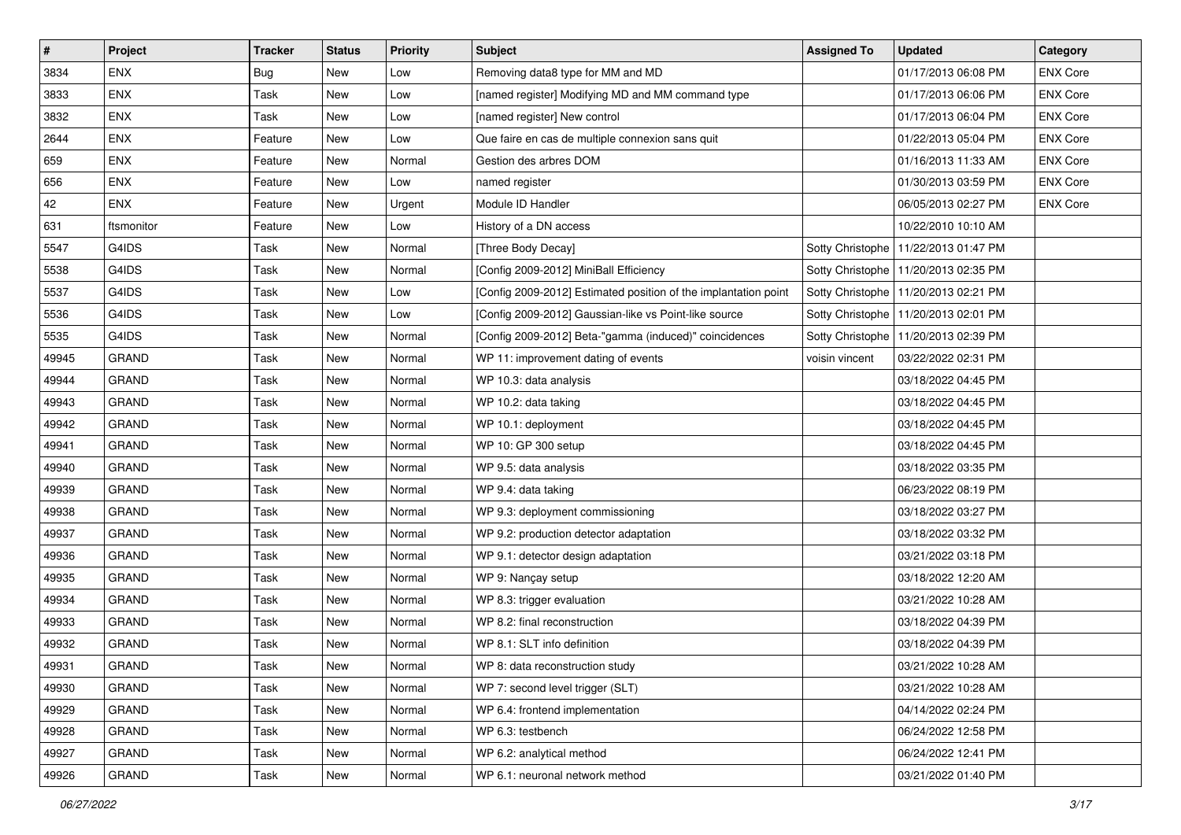| # | Project | Tracker | Status | Priority | Subject | Assigned To | Updated | Category |
|---|---|---|---|---|---|---|---|---|
| 3834 | ENX | Bug | New | Low | Removing data8 type for MM and MD | | 01/17/2013 06:08 PM | ENX Core |
| 3833 | ENX | Task | New | Low | [named register] Modifying MD and MM command type | | 01/17/2013 06:06 PM | ENX Core |
| 3832 | ENX | Task | New | Low | [named register] New control | | 01/17/2013 06:04 PM | ENX Core |
| 2644 | ENX | Feature | New | Low | Que faire en cas de multiple connexion sans quit | | 01/22/2013 05:04 PM | ENX Core |
| 659 | ENX | Feature | New | Normal | Gestion des arbres DOM | | 01/16/2013 11:33 AM | ENX Core |
| 656 | ENX | Feature | New | Low | named register | | 01/30/2013 03:59 PM | ENX Core |
| 42 | ENX | Feature | New | Urgent | Module ID Handler | | 06/05/2013 02:27 PM | ENX Core |
| 631 | ftsmonitor | Feature | New | Low | History of a DN access | | 10/22/2010 10:10 AM | |
| 5547 | G4IDS | Task | New | Normal | [Three Body Decay] | Sotty Christophe | 11/22/2013 01:47 PM | |
| 5538 | G4IDS | Task | New | Normal | [Config 2009-2012] MiniBall Efficiency | Sotty Christophe | 11/20/2013 02:35 PM | |
| 5537 | G4IDS | Task | New | Low | [Config 2009-2012] Estimated position of the implantation point | Sotty Christophe | 11/20/2013 02:21 PM | |
| 5536 | G4IDS | Task | New | Low | [Config 2009-2012] Gaussian-like vs Point-like source | Sotty Christophe | 11/20/2013 02:01 PM | |
| 5535 | G4IDS | Task | New | Normal | [Config 2009-2012] Beta-"gamma (induced)" coincidences | Sotty Christophe | 11/20/2013 02:39 PM | |
| 49945 | GRAND | Task | New | Normal | WP 11: improvement dating of events | voisin vincent | 03/22/2022 02:31 PM | |
| 49944 | GRAND | Task | New | Normal | WP 10.3: data analysis | | 03/18/2022 04:45 PM | |
| 49943 | GRAND | Task | New | Normal | WP 10.2: data taking | | 03/18/2022 04:45 PM | |
| 49942 | GRAND | Task | New | Normal | WP 10.1: deployment | | 03/18/2022 04:45 PM | |
| 49941 | GRAND | Task | New | Normal | WP 10: GP 300 setup | | 03/18/2022 04:45 PM | |
| 49940 | GRAND | Task | New | Normal | WP 9.5: data analysis | | 03/18/2022 03:35 PM | |
| 49939 | GRAND | Task | New | Normal | WP 9.4: data taking | | 06/23/2022 08:19 PM | |
| 49938 | GRAND | Task | New | Normal | WP 9.3: deployment commissioning | | 03/18/2022 03:27 PM | |
| 49937 | GRAND | Task | New | Normal | WP 9.2: production detector adaptation | | 03/18/2022 03:32 PM | |
| 49936 | GRAND | Task | New | Normal | WP 9.1: detector design adaptation | | 03/21/2022 03:18 PM | |
| 49935 | GRAND | Task | New | Normal | WP 9: Nançay setup | | 03/18/2022 12:20 AM | |
| 49934 | GRAND | Task | New | Normal | WP 8.3: trigger evaluation | | 03/21/2022 10:28 AM | |
| 49933 | GRAND | Task | New | Normal | WP 8.2: final reconstruction | | 03/18/2022 04:39 PM | |
| 49932 | GRAND | Task | New | Normal | WP 8.1: SLT info definition | | 03/18/2022 04:39 PM | |
| 49931 | GRAND | Task | New | Normal | WP 8: data reconstruction study | | 03/21/2022 10:28 AM | |
| 49930 | GRAND | Task | New | Normal | WP 7: second level trigger (SLT) | | 03/21/2022 10:28 AM | |
| 49929 | GRAND | Task | New | Normal | WP 6.4: frontend implementation | | 04/14/2022 02:24 PM | |
| 49928 | GRAND | Task | New | Normal | WP 6.3: testbench | | 06/24/2022 12:58 PM | |
| 49927 | GRAND | Task | New | Normal | WP 6.2: analytical method | | 06/24/2022 12:41 PM | |
| 49926 | GRAND | Task | New | Normal | WP 6.1: neuronal network method | | 03/21/2022 01:40 PM | |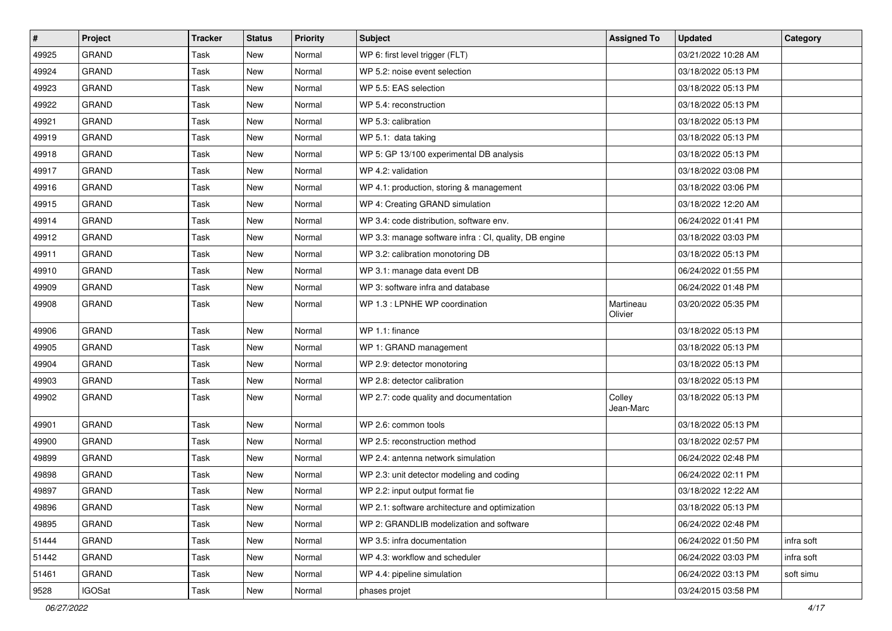| # | Project | Tracker | Status | Priority | Subject | Assigned To | Updated | Category |
|---|---|---|---|---|---|---|---|---|
| 49925 | GRAND | Task | New | Normal | WP 6: first level trigger (FLT) | | 03/21/2022 10:28 AM | |
| 49924 | GRAND | Task | New | Normal | WP 5.2: noise event selection | | 03/18/2022 05:13 PM | |
| 49923 | GRAND | Task | New | Normal | WP 5.5: EAS selection | | 03/18/2022 05:13 PM | |
| 49922 | GRAND | Task | New | Normal | WP 5.4: reconstruction | | 03/18/2022 05:13 PM | |
| 49921 | GRAND | Task | New | Normal | WP 5.3: calibration | | 03/18/2022 05:13 PM | |
| 49919 | GRAND | Task | New | Normal | WP 5.1:  data taking | | 03/18/2022 05:13 PM | |
| 49918 | GRAND | Task | New | Normal | WP 5: GP 13/100 experimental DB analysis | | 03/18/2022 05:13 PM | |
| 49917 | GRAND | Task | New | Normal | WP 4.2: validation | | 03/18/2022 03:08 PM | |
| 49916 | GRAND | Task | New | Normal | WP 4.1: production, storing & management | | 03/18/2022 03:06 PM | |
| 49915 | GRAND | Task | New | Normal | WP 4: Creating GRAND simulation | | 03/18/2022 12:20 AM | |
| 49914 | GRAND | Task | New | Normal | WP 3.4: code distribution, software env. | | 06/24/2022 01:41 PM | |
| 49912 | GRAND | Task | New | Normal | WP 3.3: manage software infra : CI, quality, DB engine | | 03/18/2022 03:03 PM | |
| 49911 | GRAND | Task | New | Normal | WP 3.2: calibration monotoring DB | | 03/18/2022 05:13 PM | |
| 49910 | GRAND | Task | New | Normal | WP 3.1: manage data event DB | | 06/24/2022 01:55 PM | |
| 49909 | GRAND | Task | New | Normal | WP 3: software infra and database | | 06/24/2022 01:48 PM | |
| 49908 | GRAND | Task | New | Normal | WP 1.3 : LPNHE WP coordination | Martineau Olivier | 03/20/2022 05:35 PM | |
| 49906 | GRAND | Task | New | Normal | WP 1.1: finance | | 03/18/2022 05:13 PM | |
| 49905 | GRAND | Task | New | Normal | WP 1: GRAND management | | 03/18/2022 05:13 PM | |
| 49904 | GRAND | Task | New | Normal | WP 2.9: detector monotoring | | 03/18/2022 05:13 PM | |
| 49903 | GRAND | Task | New | Normal | WP 2.8: detector calibration | | 03/18/2022 05:13 PM | |
| 49902 | GRAND | Task | New | Normal | WP 2.7: code quality and documentation | Colley Jean-Marc | 03/18/2022 05:13 PM | |
| 49901 | GRAND | Task | New | Normal | WP 2.6: common tools | | 03/18/2022 05:13 PM | |
| 49900 | GRAND | Task | New | Normal | WP 2.5: reconstruction method | | 03/18/2022 02:57 PM | |
| 49899 | GRAND | Task | New | Normal | WP 2.4: antenna network simulation | | 06/24/2022 02:48 PM | |
| 49898 | GRAND | Task | New | Normal | WP 2.3: unit detector modeling and coding | | 06/24/2022 02:11 PM | |
| 49897 | GRAND | Task | New | Normal | WP 2.2: input output format fie | | 03/18/2022 12:22 AM | |
| 49896 | GRAND | Task | New | Normal | WP 2.1: software architecture and optimization | | 03/18/2022 05:13 PM | |
| 49895 | GRAND | Task | New | Normal | WP 2: GRANDLIB modelization and software | | 06/24/2022 02:48 PM | |
| 51444 | GRAND | Task | New | Normal | WP 3.5: infra documentation | | 06/24/2022 01:50 PM | infra soft |
| 51442 | GRAND | Task | New | Normal | WP 4.3: workflow and scheduler | | 06/24/2022 03:03 PM | infra soft |
| 51461 | GRAND | Task | New | Normal | WP 4.4: pipeline simulation | | 06/24/2022 03:13 PM | soft simu |
| 9528 | IGOSat | Task | New | Normal | phases projet | | 03/24/2015 03:58 PM | |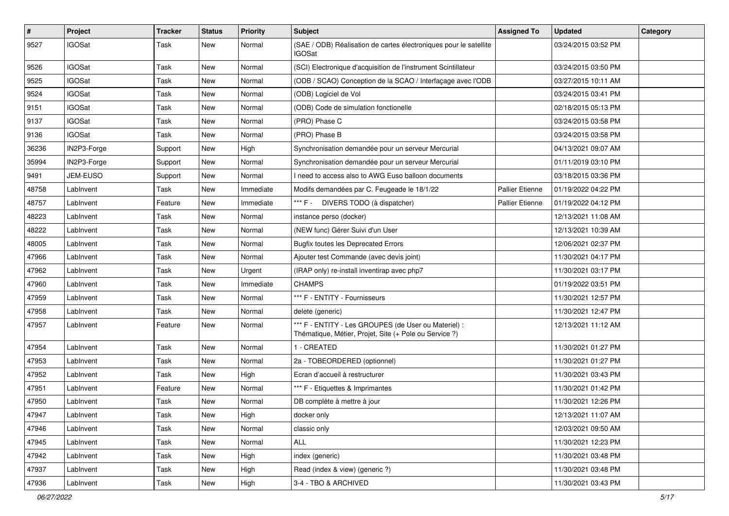| # | Project | Tracker | Status | Priority | Subject | Assigned To | Updated | Category |
|---|---|---|---|---|---|---|---|---|
| 9527 | IGOSat | Task | New | Normal | (SAE / ODB) Réalisation de cartes électroniques pour le satellite IGOSat | | 03/24/2015 03:52 PM | |
| 9526 | IGOSat | Task | New | Normal | (SCI) Electronique d'acquisition de l'instrument Scintillateur | | 03/24/2015 03:50 PM | |
| 9525 | IGOSat | Task | New | Normal | (ODB / SCAO) Conception de la SCAO / Interfaçage avec l'ODB | | 03/27/2015 10:11 AM | |
| 9524 | IGOSat | Task | New | Normal | (ODB) Logiciel de Vol | | 03/24/2015 03:41 PM | |
| 9151 | IGOSat | Task | New | Normal | (ODB) Code de simulation fonctionelle | | 02/18/2015 05:13 PM | |
| 9137 | IGOSat | Task | New | Normal | (PRO) Phase C | | 03/24/2015 03:58 PM | |
| 9136 | IGOSat | Task | New | Normal | (PRO) Phase B | | 03/24/2015 03:58 PM | |
| 36236 | IN2P3-Forge | Support | New | High | Synchronisation demandée pour un serveur Mercurial | | 04/13/2021 09:07 AM | |
| 35994 | IN2P3-Forge | Support | New | Normal | Synchronisation demandée pour un serveur Mercurial | | 01/11/2019 03:10 PM | |
| 9491 | JEM-EUSO | Support | New | Normal | I need to access also to AWG Euso balloon documents | | 03/18/2015 03:36 PM | |
| 48758 | LabInvent | Task | New | Immediate | Modifs demandées par C. Feugeade le 18/1/22 | Pallier Etienne | 01/19/2022 04:22 PM | |
| 48757 | LabInvent | Feature | New | Immediate | *** F - DIVERS TODO (à dispatcher) | Pallier Etienne | 01/19/2022 04:12 PM | |
| 48223 | LabInvent | Task | New | Normal | instance perso (docker) | | 12/13/2021 11:08 AM | |
| 48222 | LabInvent | Task | New | Normal | (NEW func) Gérer Suivi d'un User | | 12/13/2021 10:39 AM | |
| 48005 | LabInvent | Task | New | Normal | Bugfix toutes les Deprecated Errors | | 12/06/2021 02:37 PM | |
| 47966 | LabInvent | Task | New | Normal | Ajouter test Commande (avec devis joint) | | 11/30/2021 04:17 PM | |
| 47962 | LabInvent | Task | New | Urgent | (IRAP only) re-install inventirap avec php7 | | 11/30/2021 03:17 PM | |
| 47960 | LabInvent | Task | New | Immediate | CHAMPS | | 01/19/2022 03:51 PM | |
| 47959 | LabInvent | Task | New | Normal | *** F - ENTITY - Fournisseurs | | 11/30/2021 12:57 PM | |
| 47958 | LabInvent | Task | New | Normal | delete (generic) | | 11/30/2021 12:47 PM | |
| 47957 | LabInvent | Feature | New | Normal | *** F - ENTITY - Les GROUPES (de User ou Materiel) : Thématique, Métier, Projet, Site (+ Pole ou Service ?) | | 12/13/2021 11:12 AM | |
| 47954 | LabInvent | Task | New | Normal | 1 - CREATED | | 11/30/2021 01:27 PM | |
| 47953 | LabInvent | Task | New | Normal | 2a - TOBEORDERED (optionnel) | | 11/30/2021 01:27 PM | |
| 47952 | LabInvent | Task | New | High | Ecran d'accueil à restructurer | | 11/30/2021 03:43 PM | |
| 47951 | LabInvent | Feature | New | Normal | *** F - Etiquettes & Imprimantes | | 11/30/2021 01:42 PM | |
| 47950 | LabInvent | Task | New | Normal | DB complète à mettre à jour | | 11/30/2021 12:26 PM | |
| 47947 | LabInvent | Task | New | High | docker only | | 12/13/2021 11:07 AM | |
| 47946 | LabInvent | Task | New | Normal | classic only | | 12/03/2021 09:50 AM | |
| 47945 | LabInvent | Task | New | Normal | ALL | | 11/30/2021 12:23 PM | |
| 47942 | LabInvent | Task | New | High | index (generic) | | 11/30/2021 03:48 PM | |
| 47937 | LabInvent | Task | New | High | Read (index & view) (generic ?) | | 11/30/2021 03:48 PM | |
| 47936 | LabInvent | Task | New | High | 3-4 - TBO & ARCHIVED | | 11/30/2021 03:43 PM | |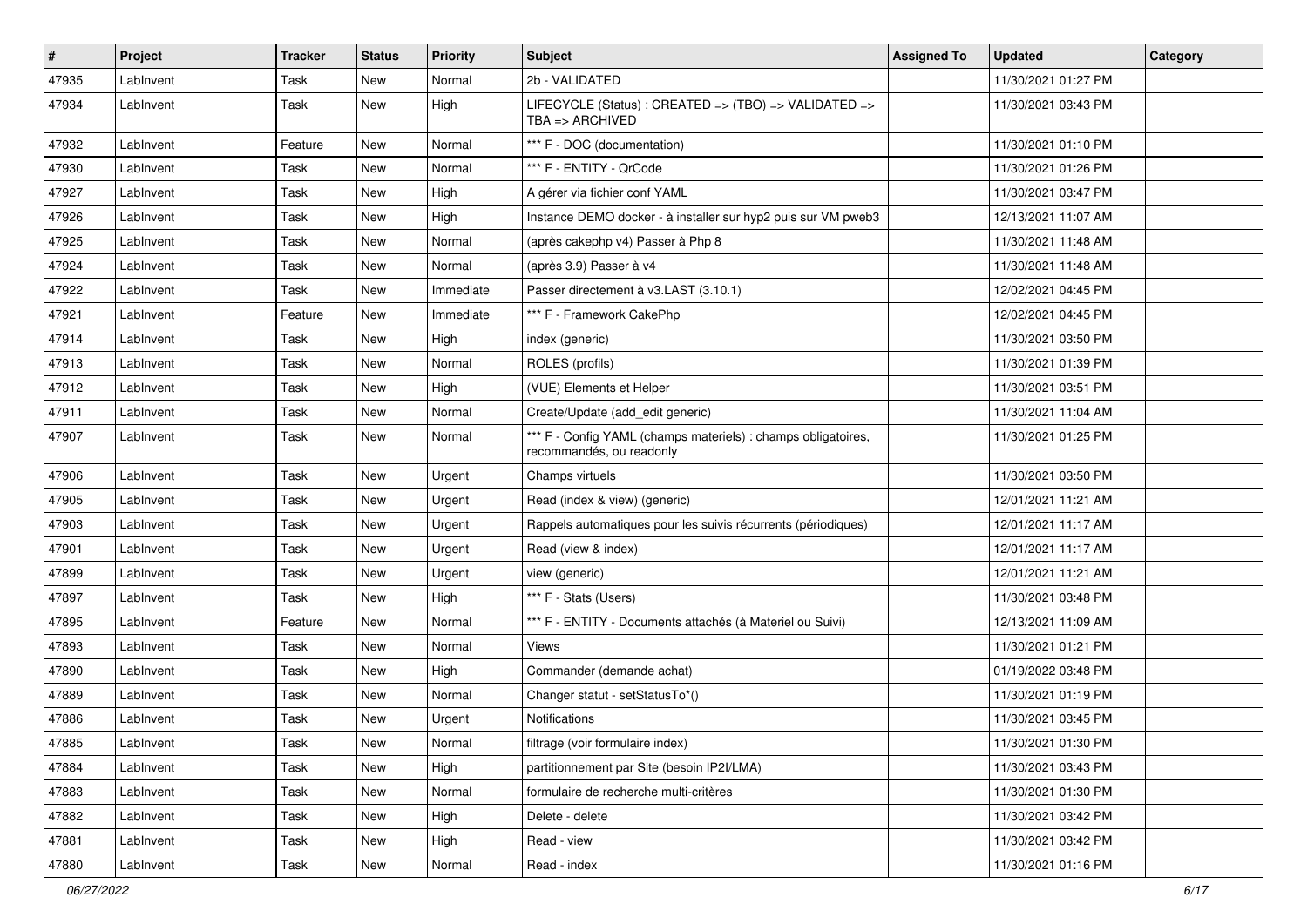| # | Project | Tracker | Status | Priority | Subject | Assigned To | Updated | Category |
|---|---|---|---|---|---|---|---|---|
| 47935 | LabInvent | Task | New | Normal | 2b - VALIDATED | | 11/30/2021 01:27 PM | |
| 47934 | LabInvent | Task | New | High | LIFECYCLE (Status) : CREATED => (TBO) => VALIDATED => TBA => ARCHIVED | | 11/30/2021 03:43 PM | |
| 47932 | LabInvent | Feature | New | Normal | *** F - DOC (documentation) | | 11/30/2021 01:10 PM | |
| 47930 | LabInvent | Task | New | Normal | *** F - ENTITY - QrCode | | 11/30/2021 01:26 PM | |
| 47927 | LabInvent | Task | New | High | A gérer via fichier conf YAML | | 11/30/2021 03:47 PM | |
| 47926 | LabInvent | Task | New | High | Instance DEMO docker - à installer sur hyp2 puis sur VM pweb3 | | 12/13/2021 11:07 AM | |
| 47925 | LabInvent | Task | New | Normal | (après cakephp v4) Passer à Php 8 | | 11/30/2021 11:48 AM | |
| 47924 | LabInvent | Task | New | Normal | (après 3.9) Passer à v4 | | 11/30/2021 11:48 AM | |
| 47922 | LabInvent | Task | New | Immediate | Passer directement à v3.LAST (3.10.1) | | 12/02/2021 04:45 PM | |
| 47921 | LabInvent | Feature | New | Immediate | *** F - Framework CakePhp | | 12/02/2021 04:45 PM | |
| 47914 | LabInvent | Task | New | High | index (generic) | | 11/30/2021 03:50 PM | |
| 47913 | LabInvent | Task | New | Normal | ROLES (profils) | | 11/30/2021 01:39 PM | |
| 47912 | LabInvent | Task | New | High | (VUE) Elements et Helper | | 11/30/2021 03:51 PM | |
| 47911 | LabInvent | Task | New | Normal | Create/Update (add_edit generic) | | 11/30/2021 11:04 AM | |
| 47907 | LabInvent | Task | New | Normal | *** F - Config YAML (champs materiels) : champs obligatoires, recommandés, ou readonly | | 11/30/2021 01:25 PM | |
| 47906 | LabInvent | Task | New | Urgent | Champs virtuels | | 11/30/2021 03:50 PM | |
| 47905 | LabInvent | Task | New | Urgent | Read (index & view) (generic) | | 12/01/2021 11:21 AM | |
| 47903 | LabInvent | Task | New | Urgent | Rappels automatiques pour les suivis récurrents (périodiques) | | 12/01/2021 11:17 AM | |
| 47901 | LabInvent | Task | New | Urgent | Read (view & index) | | 12/01/2021 11:17 AM | |
| 47899 | LabInvent | Task | New | Urgent | view (generic) | | 12/01/2021 11:21 AM | |
| 47897 | LabInvent | Task | New | High | *** F - Stats (Users) | | 11/30/2021 03:48 PM | |
| 47895 | LabInvent | Feature | New | Normal | *** F - ENTITY - Documents attachés (à Materiel ou Suivi) | | 12/13/2021 11:09 AM | |
| 47893 | LabInvent | Task | New | Normal | Views | | 11/30/2021 01:21 PM | |
| 47890 | LabInvent | Task | New | High | Commander (demande achat) | | 01/19/2022 03:48 PM | |
| 47889 | LabInvent | Task | New | Normal | Changer statut - setStatusTo*() | | 11/30/2021 01:19 PM | |
| 47886 | LabInvent | Task | New | Urgent | Notifications | | 11/30/2021 03:45 PM | |
| 47885 | LabInvent | Task | New | Normal | filtrage (voir formulaire index) | | 11/30/2021 01:30 PM | |
| 47884 | LabInvent | Task | New | High | partitionnement par Site (besoin IP2I/LMA) | | 11/30/2021 03:43 PM | |
| 47883 | LabInvent | Task | New | Normal | formulaire de recherche multi-critères | | 11/30/2021 01:30 PM | |
| 47882 | LabInvent | Task | New | High | Delete - delete | | 11/30/2021 03:42 PM | |
| 47881 | LabInvent | Task | New | High | Read - view | | 11/30/2021 03:42 PM | |
| 47880 | LabInvent | Task | New | Normal | Read - index | | 11/30/2021 01:16 PM | |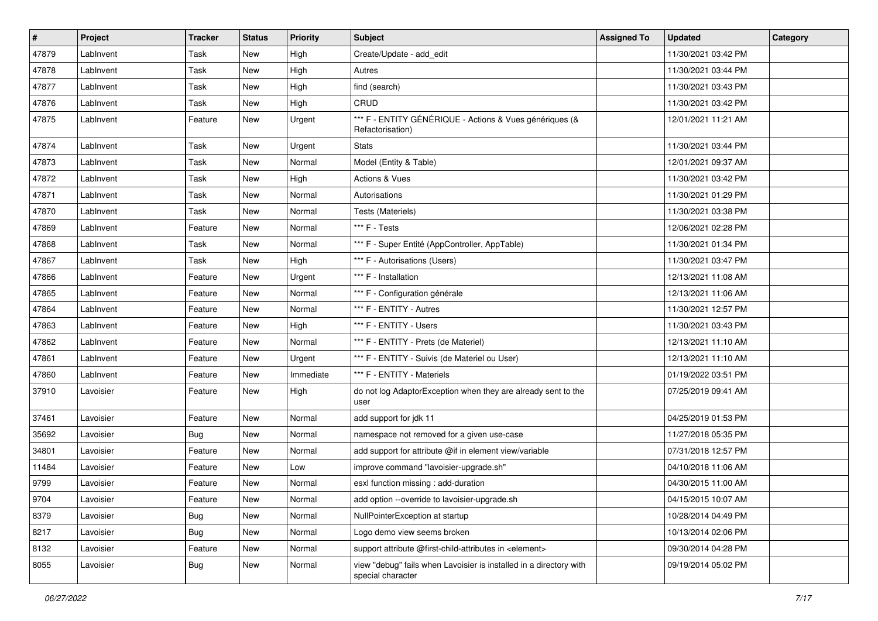| # | Project | Tracker | Status | Priority | Subject | Assigned To | Updated | Category |
|---|---|---|---|---|---|---|---|---|
| 47879 | LabInvent | Task | New | High | Create/Update - add_edit | | 11/30/2021 03:42 PM | |
| 47878 | LabInvent | Task | New | High | Autres | | 11/30/2021 03:44 PM | |
| 47877 | LabInvent | Task | New | High | find (search) | | 11/30/2021 03:43 PM | |
| 47876 | LabInvent | Task | New | High | CRUD | | 11/30/2021 03:42 PM | |
| 47875 | LabInvent | Feature | New | Urgent | *** F - ENTITY GÉNÉRIQUE - Actions & Vues génériques (& Refactorisation) | | 12/01/2021 11:21 AM | |
| 47874 | LabInvent | Task | New | Urgent | Stats | | 11/30/2021 03:44 PM | |
| 47873 | LabInvent | Task | New | Normal | Model (Entity & Table) | | 12/01/2021 09:37 AM | |
| 47872 | LabInvent | Task | New | High | Actions & Vues | | 11/30/2021 03:42 PM | |
| 47871 | LabInvent | Task | New | Normal | Autorisations | | 11/30/2021 01:29 PM | |
| 47870 | LabInvent | Task | New | Normal | Tests (Materiels) | | 11/30/2021 03:38 PM | |
| 47869 | LabInvent | Feature | New | Normal | *** F - Tests | | 12/06/2021 02:28 PM | |
| 47868 | LabInvent | Task | New | Normal | *** F - Super Entité (AppController, AppTable) | | 11/30/2021 01:34 PM | |
| 47867 | LabInvent | Task | New | High | *** F - Autorisations (Users) | | 11/30/2021 03:47 PM | |
| 47866 | LabInvent | Feature | New | Urgent | *** F - Installation | | 12/13/2021 11:08 AM | |
| 47865 | LabInvent | Feature | New | Normal | *** F - Configuration générale | | 12/13/2021 11:06 AM | |
| 47864 | LabInvent | Feature | New | Normal | *** F - ENTITY - Autres | | 11/30/2021 12:57 PM | |
| 47863 | LabInvent | Feature | New | High | *** F - ENTITY - Users | | 11/30/2021 03:43 PM | |
| 47862 | LabInvent | Feature | New | Normal | *** F - ENTITY - Prets (de Materiel) | | 12/13/2021 11:10 AM | |
| 47861 | LabInvent | Feature | New | Urgent | *** F - ENTITY - Suivis (de Materiel ou User) | | 12/13/2021 11:10 AM | |
| 47860 | LabInvent | Feature | New | Immediate | *** F - ENTITY - Materiels | | 01/19/2022 03:51 PM | |
| 37910 | Lavoisier | Feature | New | High | do not log AdaptorException when they are already sent to the user | | 07/25/2019 09:41 AM | |
| 37461 | Lavoisier | Feature | New | Normal | add support for jdk 11 | | 04/25/2019 01:53 PM | |
| 35692 | Lavoisier | Bug | New | Normal | namespace not removed for a given use-case | | 11/27/2018 05:35 PM | |
| 34801 | Lavoisier | Feature | New | Normal | add support for attribute @if in element view/variable | | 07/31/2018 12:57 PM | |
| 11484 | Lavoisier | Feature | New | Low | improve command "lavoisier-upgrade.sh" | | 04/10/2018 11:06 AM | |
| 9799 | Lavoisier | Feature | New | Normal | esxl function missing : add-duration | | 04/30/2015 11:00 AM | |
| 9704 | Lavoisier | Feature | New | Normal | add option --override to lavoisier-upgrade.sh | | 04/15/2015 10:07 AM | |
| 8379 | Lavoisier | Bug | New | Normal | NullPointerException at startup | | 10/28/2014 04:49 PM | |
| 8217 | Lavoisier | Bug | New | Normal | Logo demo view seems broken | | 10/13/2014 02:06 PM | |
| 8132 | Lavoisier | Feature | New | Normal | support attribute @first-child-attributes in <element> | | 09/30/2014 04:28 PM | |
| 8055 | Lavoisier | Bug | New | Normal | view "debug" fails when Lavoisier is installed in a directory with special character | | 09/19/2014 05:02 PM | |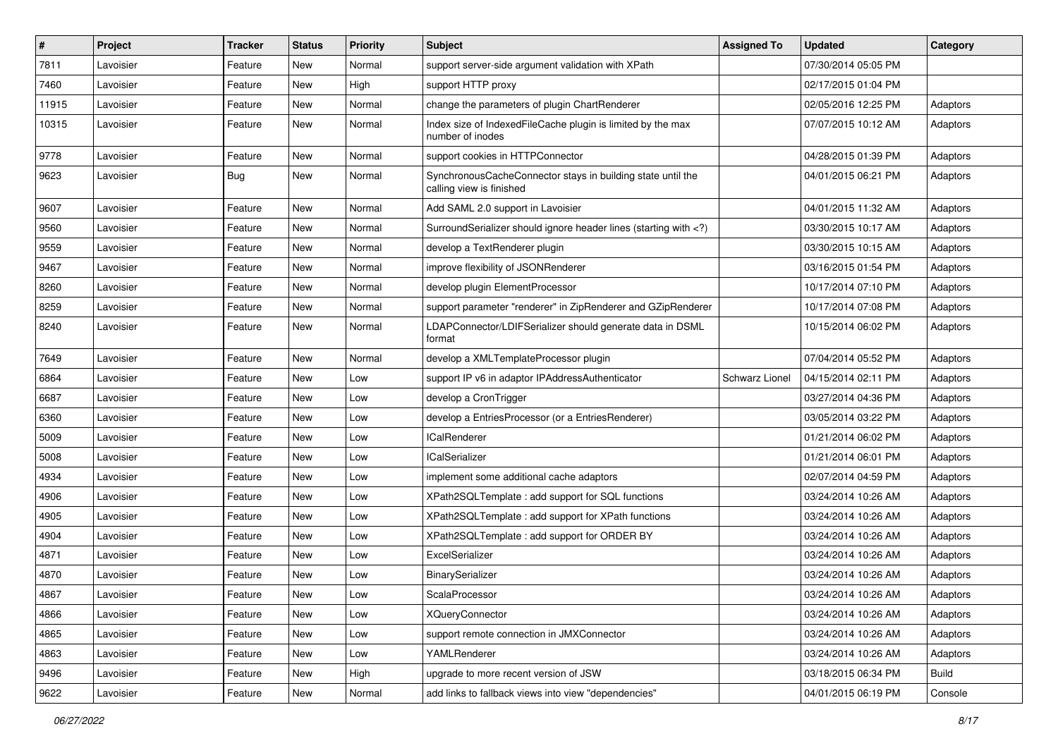| # | Project | Tracker | Status | Priority | Subject | Assigned To | Updated | Category |
|---|---|---|---|---|---|---|---|---|
| 7811 | Lavoisier | Feature | New | Normal | support server-side argument validation with XPath | | 07/30/2014 05:05 PM | |
| 7460 | Lavoisier | Feature | New | High | support HTTP proxy | | 02/17/2015 01:04 PM | |
| 11915 | Lavoisier | Feature | New | Normal | change the parameters of plugin ChartRenderer | | 02/05/2016 12:25 PM | Adaptors |
| 10315 | Lavoisier | Feature | New | Normal | Index size of IndexedFileCache plugin is limited by the max number of inodes | | 07/07/2015 10:12 AM | Adaptors |
| 9778 | Lavoisier | Feature | New | Normal | support cookies in HTTPConnector | | 04/28/2015 01:39 PM | Adaptors |
| 9623 | Lavoisier | Bug | New | Normal | SynchronousCacheConnector stays in building state until the calling view is finished | | 04/01/2015 06:21 PM | Adaptors |
| 9607 | Lavoisier | Feature | New | Normal | Add SAML 2.0 support in Lavoisier | | 04/01/2015 11:32 AM | Adaptors |
| 9560 | Lavoisier | Feature | New | Normal | SurroundSerializer should ignore header lines (starting with <?) | | 03/30/2015 10:17 AM | Adaptors |
| 9559 | Lavoisier | Feature | New | Normal | develop a TextRenderer plugin | | 03/30/2015 10:15 AM | Adaptors |
| 9467 | Lavoisier | Feature | New | Normal | improve flexibility of JSONRenderer | | 03/16/2015 01:54 PM | Adaptors |
| 8260 | Lavoisier | Feature | New | Normal | develop plugin ElementProcessor | | 10/17/2014 07:10 PM | Adaptors |
| 8259 | Lavoisier | Feature | New | Normal | support parameter "renderer" in ZipRenderer and GZipRenderer | | 10/17/2014 07:08 PM | Adaptors |
| 8240 | Lavoisier | Feature | New | Normal | LDAPConnector/LDIFSerializer should generate data in DSML format | | 10/15/2014 06:02 PM | Adaptors |
| 7649 | Lavoisier | Feature | New | Normal | develop a XMLTemplateProcessor plugin | | 07/04/2014 05:52 PM | Adaptors |
| 6864 | Lavoisier | Feature | New | Low | support IP v6 in adaptor IPAddressAuthenticator | Schwarz Lionel | 04/15/2014 02:11 PM | Adaptors |
| 6687 | Lavoisier | Feature | New | Low | develop a CronTrigger | | 03/27/2014 04:36 PM | Adaptors |
| 6360 | Lavoisier | Feature | New | Low | develop a EntriesProcessor (or a EntriesRenderer) | | 03/05/2014 03:22 PM | Adaptors |
| 5009 | Lavoisier | Feature | New | Low | ICalRenderer | | 01/21/2014 06:02 PM | Adaptors |
| 5008 | Lavoisier | Feature | New | Low | ICalSerializer | | 01/21/2014 06:01 PM | Adaptors |
| 4934 | Lavoisier | Feature | New | Low | implement some additional cache adaptors | | 02/07/2014 04:59 PM | Adaptors |
| 4906 | Lavoisier | Feature | New | Low | XPath2SQLTemplate : add support for SQL functions | | 03/24/2014 10:26 AM | Adaptors |
| 4905 | Lavoisier | Feature | New | Low | XPath2SQLTemplate : add support for XPath functions | | 03/24/2014 10:26 AM | Adaptors |
| 4904 | Lavoisier | Feature | New | Low | XPath2SQLTemplate : add support for ORDER BY | | 03/24/2014 10:26 AM | Adaptors |
| 4871 | Lavoisier | Feature | New | Low | ExcelSerializer | | 03/24/2014 10:26 AM | Adaptors |
| 4870 | Lavoisier | Feature | New | Low | BinarySerializer | | 03/24/2014 10:26 AM | Adaptors |
| 4867 | Lavoisier | Feature | New | Low | ScalaProcessor | | 03/24/2014 10:26 AM | Adaptors |
| 4866 | Lavoisier | Feature | New | Low | XQueryConnector | | 03/24/2014 10:26 AM | Adaptors |
| 4865 | Lavoisier | Feature | New | Low | support remote connection in JMXConnector | | 03/24/2014 10:26 AM | Adaptors |
| 4863 | Lavoisier | Feature | New | Low | YAMLRenderer | | 03/24/2014 10:26 AM | Adaptors |
| 9496 | Lavoisier | Feature | New | High | upgrade to more recent version of JSW | | 03/18/2015 06:34 PM | Build |
| 9622 | Lavoisier | Feature | New | Normal | add links to fallback views into view "dependencies" | | 04/01/2015 06:19 PM | Console |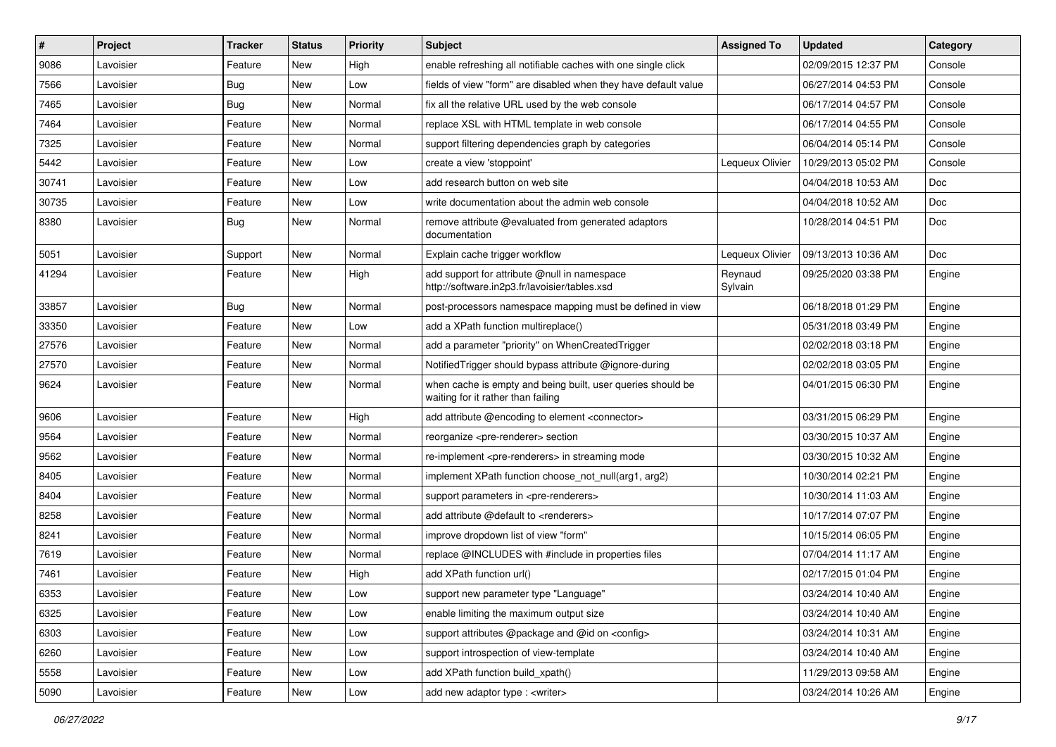| # | Project | Tracker | Status | Priority | Subject | Assigned To | Updated | Category |
|---|---|---|---|---|---|---|---|---|
| 9086 | Lavoisier | Feature | New | High | enable refreshing all notifiable caches with one single click | | 02/09/2015 12:37 PM | Console |
| 7566 | Lavoisier | Bug | New | Low | fields of view "form" are disabled when they have default value | | 06/27/2014 04:53 PM | Console |
| 7465 | Lavoisier | Bug | New | Normal | fix all the relative URL used by the web console | | 06/17/2014 04:57 PM | Console |
| 7464 | Lavoisier | Feature | New | Normal | replace XSL with HTML template in web console | | 06/17/2014 04:55 PM | Console |
| 7325 | Lavoisier | Feature | New | Normal | support filtering dependencies graph by categories | | 06/04/2014 05:14 PM | Console |
| 5442 | Lavoisier | Feature | New | Low | create a view 'stoppoint' | Lequeux Olivier | 10/29/2013 05:02 PM | Console |
| 30741 | Lavoisier | Feature | New | Low | add research button on web site | | 04/04/2018 10:53 AM | Doc |
| 30735 | Lavoisier | Feature | New | Low | write documentation about the admin web console | | 04/04/2018 10:52 AM | Doc |
| 8380 | Lavoisier | Bug | New | Normal | remove attribute @evaluated from generated adaptors documentation | | 10/28/2014 04:51 PM | Doc |
| 5051 | Lavoisier | Support | New | Normal | Explain cache trigger workflow | Lequeux Olivier | 09/13/2013 10:36 AM | Doc |
| 41294 | Lavoisier | Feature | New | High | add support for attribute @null in namespace http://software.in2p3.fr/lavoisier/tables.xsd | Reynaud Sylvain | 09/25/2020 03:38 PM | Engine |
| 33857 | Lavoisier | Bug | New | Normal | post-processors namespace mapping must be defined in view | | 06/18/2018 01:29 PM | Engine |
| 33350 | Lavoisier | Feature | New | Low | add a XPath function multireplace() | | 05/31/2018 03:49 PM | Engine |
| 27576 | Lavoisier | Feature | New | Normal | add a parameter "priority" on WhenCreatedTrigger | | 02/02/2018 03:18 PM | Engine |
| 27570 | Lavoisier | Feature | New | Normal | NotifiedTrigger should bypass attribute @ignore-during | | 02/02/2018 03:05 PM | Engine |
| 9624 | Lavoisier | Feature | New | Normal | when cache is empty and being built, user queries should be waiting for it rather than failing | | 04/01/2015 06:30 PM | Engine |
| 9606 | Lavoisier | Feature | New | High | add attribute @encoding to element <connector> | | 03/31/2015 06:29 PM | Engine |
| 9564 | Lavoisier | Feature | New | Normal | reorganize <pre-renderer> section | | 03/30/2015 10:37 AM | Engine |
| 9562 | Lavoisier | Feature | New | Normal | re-implement <pre-renderers> in streaming mode | | 03/30/2015 10:32 AM | Engine |
| 8405 | Lavoisier | Feature | New | Normal | implement XPath function choose_not_null(arg1, arg2) | | 10/30/2014 02:21 PM | Engine |
| 8404 | Lavoisier | Feature | New | Normal | support parameters in <pre-renderers> | | 10/30/2014 11:03 AM | Engine |
| 8258 | Lavoisier | Feature | New | Normal | add attribute @default to <renderers> | | 10/17/2014 07:07 PM | Engine |
| 8241 | Lavoisier | Feature | New | Normal | improve dropdown list of view "form" | | 10/15/2014 06:05 PM | Engine |
| 7619 | Lavoisier | Feature | New | Normal | replace @INCLUDES with #include in properties files | | 07/04/2014 11:17 AM | Engine |
| 7461 | Lavoisier | Feature | New | High | add XPath function url() | | 02/17/2015 01:04 PM | Engine |
| 6353 | Lavoisier | Feature | New | Low | support new parameter type "Language" | | 03/24/2014 10:40 AM | Engine |
| 6325 | Lavoisier | Feature | New | Low | enable limiting the maximum output size | | 03/24/2014 10:40 AM | Engine |
| 6303 | Lavoisier | Feature | New | Low | support attributes @package and @id on <config> | | 03/24/2014 10:31 AM | Engine |
| 6260 | Lavoisier | Feature | New | Low | support introspection of view-template | | 03/24/2014 10:40 AM | Engine |
| 5558 | Lavoisier | Feature | New | Low | add XPath function build_xpath() | | 11/29/2013 09:58 AM | Engine |
| 5090 | Lavoisier | Feature | New | Low | add new adaptor type : <writer> | | 03/24/2014 10:26 AM | Engine |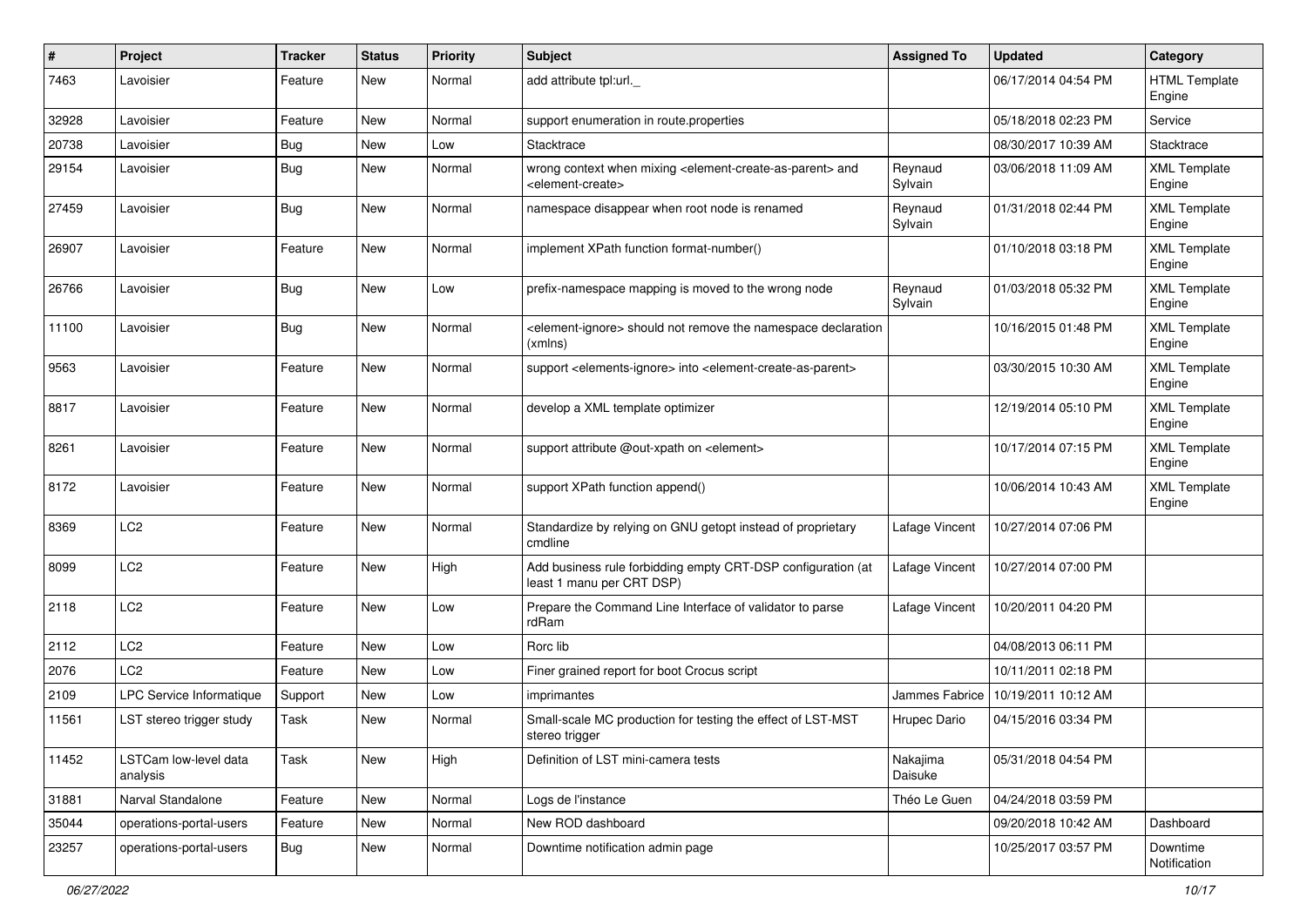| # | Project | Tracker | Status | Priority | Subject | Assigned To | Updated | Category |
|---|---|---|---|---|---|---|---|---|
| 7463 | Lavoisier | Feature | New | Normal | add attribute tpl:url._ | | 06/17/2014 04:54 PM | HTML Template Engine |
| 32928 | Lavoisier | Feature | New | Normal | support enumeration in route.properties | | 05/18/2018 02:23 PM | Service |
| 20738 | Lavoisier | Bug | New | Low | Stacktrace | | 08/30/2017 10:39 AM | Stacktrace |
| 29154 | Lavoisier | Bug | New | Normal | wrong context when mixing <element-create-as-parent> and <element-create> | Reynaud Sylvain | 03/06/2018 11:09 AM | XML Template Engine |
| 27459 | Lavoisier | Bug | New | Normal | namespace disappear when root node is renamed | Reynaud Sylvain | 01/31/2018 02:44 PM | XML Template Engine |
| 26907 | Lavoisier | Feature | New | Normal | implement XPath function format-number() | | 01/10/2018 03:18 PM | XML Template Engine |
| 26766 | Lavoisier | Bug | New | Low | prefix-namespace mapping is moved to the wrong node | Reynaud Sylvain | 01/03/2018 05:32 PM | XML Template Engine |
| 11100 | Lavoisier | Bug | New | Normal | <element-ignore> should not remove the namespace declaration (xmlns) | | 10/16/2015 01:48 PM | XML Template Engine |
| 9563 | Lavoisier | Feature | New | Normal | support <elements-ignore> into <element-create-as-parent> | | 03/30/2015 10:30 AM | XML Template Engine |
| 8817 | Lavoisier | Feature | New | Normal | develop a XML template optimizer | | 12/19/2014 05:10 PM | XML Template Engine |
| 8261 | Lavoisier | Feature | New | Normal | support attribute @out-xpath on <element> | | 10/17/2014 07:15 PM | XML Template Engine |
| 8172 | Lavoisier | Feature | New | Normal | support XPath function append() | | 10/06/2014 10:43 AM | XML Template Engine |
| 8369 | LC2 | Feature | New | Normal | Standardize by relying on GNU getopt instead of proprietary cmdline | Lafage Vincent | 10/27/2014 07:06 PM | |
| 8099 | LC2 | Feature | New | High | Add business rule forbidding empty CRT-DSP configuration (at least 1 manu per CRT DSP) | Lafage Vincent | 10/27/2014 07:00 PM | |
| 2118 | LC2 | Feature | New | Low | Prepare the Command Line Interface of validator to parse rdRam | Lafage Vincent | 10/20/2011 04:20 PM | |
| 2112 | LC2 | Feature | New | Low | Rorc lib | | 04/08/2013 06:11 PM | |
| 2076 | LC2 | Feature | New | Low | Finer grained report for boot Crocus script | | 10/11/2011 02:18 PM | |
| 2109 | LPC Service Informatique | Support | New | Low | imprimantes | Jammes Fabrice | 10/19/2011 10:12 AM | |
| 11561 | LST stereo trigger study | Task | New | Normal | Small-scale MC production for testing the effect of LST-MST stereo trigger | Hrupec Dario | 04/15/2016 03:34 PM | |
| 11452 | LSTCam low-level data analysis | Task | New | High | Definition of LST mini-camera tests | Nakajima Daisuke | 05/31/2018 04:54 PM | |
| 31881 | Narval Standalone | Feature | New | Normal | Logs de l'instance | Théo Le Guen | 04/24/2018 03:59 PM | |
| 35044 | operations-portal-users | Feature | New | Normal | New ROD dashboard | | 09/20/2018 10:42 AM | Dashboard |
| 23257 | operations-portal-users | Bug | New | Normal | Downtime notification admin page | | 10/25/2017 03:57 PM | Downtime Notification |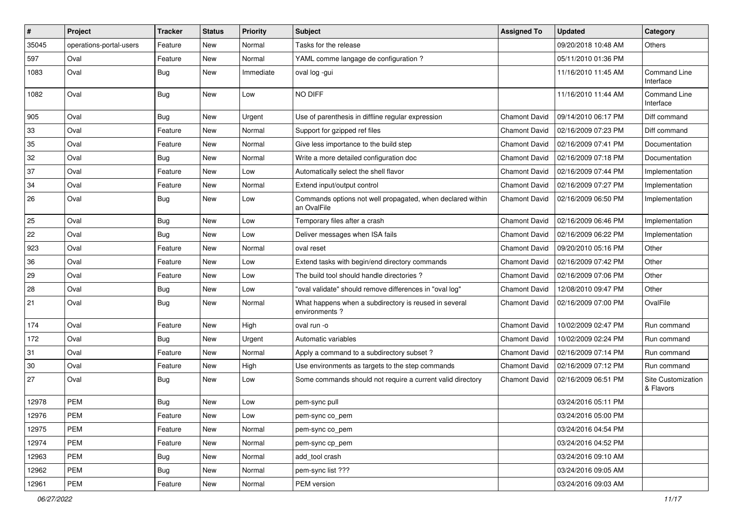| # | Project | Tracker | Status | Priority | Subject | Assigned To | Updated | Category |
|---|---|---|---|---|---|---|---|---|
| 35045 | operations-portal-users | Feature | New | Normal | Tasks for the release | | 09/20/2018 10:48 AM | Others |
| 597 | Oval | Feature | New | Normal | YAML comme langage de configuration ? | | 05/11/2010 01:36 PM | |
| 1083 | Oval | Bug | New | Immediate | oval log -gui | | 11/16/2010 11:45 AM | Command Line Interface |
| 1082 | Oval | Bug | New | Low | NO DIFF | | 11/16/2010 11:44 AM | Command Line Interface |
| 905 | Oval | Bug | New | Urgent | Use of parenthesis in diffline regular expression | Chamont David | 09/14/2010 06:17 PM | Diff command |
| 33 | Oval | Feature | New | Normal | Support for gzipped ref files | Chamont David | 02/16/2009 07:23 PM | Diff command |
| 35 | Oval | Feature | New | Normal | Give less importance to the build step | Chamont David | 02/16/2009 07:41 PM | Documentation |
| 32 | Oval | Bug | New | Normal | Write a more detailed configuration doc | Chamont David | 02/16/2009 07:18 PM | Documentation |
| 37 | Oval | Feature | New | Low | Automatically select the shell flavor | Chamont David | 02/16/2009 07:44 PM | Implementation |
| 34 | Oval | Feature | New | Normal | Extend input/output control | Chamont David | 02/16/2009 07:27 PM | Implementation |
| 26 | Oval | Bug | New | Low | Commands options not well propagated, when declared within an OvalFile | Chamont David | 02/16/2009 06:50 PM | Implementation |
| 25 | Oval | Bug | New | Low | Temporary files after a crash | Chamont David | 02/16/2009 06:46 PM | Implementation |
| 22 | Oval | Bug | New | Low | Deliver messages when ISA fails | Chamont David | 02/16/2009 06:22 PM | Implementation |
| 923 | Oval | Feature | New | Normal | oval reset | Chamont David | 09/20/2010 05:16 PM | Other |
| 36 | Oval | Feature | New | Low | Extend tasks with begin/end directory commands | Chamont David | 02/16/2009 07:42 PM | Other |
| 29 | Oval | Feature | New | Low | The build tool should handle directories ? | Chamont David | 02/16/2009 07:06 PM | Other |
| 28 | Oval | Bug | New | Low | "oval validate" should remove differences in "oval log" | Chamont David | 12/08/2010 09:47 PM | Other |
| 21 | Oval | Bug | New | Normal | What happens when a subdirectory is reused in several environments ? | Chamont David | 02/16/2009 07:00 PM | OvalFile |
| 174 | Oval | Feature | New | High | oval run -o | Chamont David | 10/02/2009 02:47 PM | Run command |
| 172 | Oval | Bug | New | Urgent | Automatic variables | Chamont David | 10/02/2009 02:24 PM | Run command |
| 31 | Oval | Feature | New | Normal | Apply a command to a subdirectory subset ? | Chamont David | 02/16/2009 07:14 PM | Run command |
| 30 | Oval | Feature | New | High | Use environments as targets to the step commands | Chamont David | 02/16/2009 07:12 PM | Run command |
| 27 | Oval | Bug | New | Low | Some commands should not require a current valid directory | Chamont David | 02/16/2009 06:51 PM | Site Customization & Flavors |
| 12978 | PEM | Bug | New | Low | pem-sync pull | | 03/24/2016 05:11 PM | |
| 12976 | PEM | Feature | New | Low | pem-sync co_pem | | 03/24/2016 05:00 PM | |
| 12975 | PEM | Feature | New | Normal | pem-sync co_pem | | 03/24/2016 04:54 PM | |
| 12974 | PEM | Feature | New | Normal | pem-sync cp_pem | | 03/24/2016 04:52 PM | |
| 12963 | PEM | Bug | New | Normal | add_tool crash | | 03/24/2016 09:10 AM | |
| 12962 | PEM | Bug | New | Normal | pem-sync list ??? | | 03/24/2016 09:05 AM | |
| 12961 | PEM | Feature | New | Normal | PEM version | | 03/24/2016 09:03 AM | |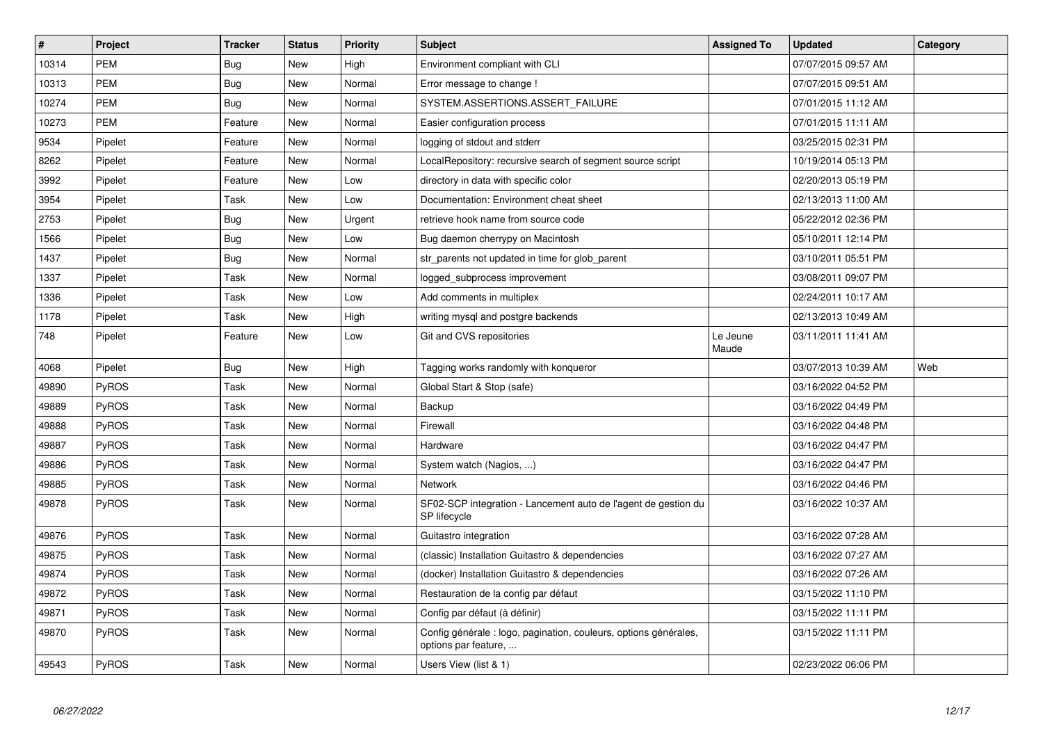| # | Project | Tracker | Status | Priority | Subject | Assigned To | Updated | Category |
|---|---|---|---|---|---|---|---|---|
| 10314 | PEM | Bug | New | High | Environment compliant with CLI | | 07/07/2015 09:57 AM | |
| 10313 | PEM | Bug | New | Normal | Error message to change ! | | 07/07/2015 09:51 AM | |
| 10274 | PEM | Bug | New | Normal | SYSTEM.ASSERTIONS.ASSERT_FAILURE | | 07/01/2015 11:12 AM | |
| 10273 | PEM | Feature | New | Normal | Easier configuration process | | 07/01/2015 11:11 AM | |
| 9534 | Pipelet | Feature | New | Normal | logging of stdout and stderr | | 03/25/2015 02:31 PM | |
| 8262 | Pipelet | Feature | New | Normal | LocalRepository: recursive search of segment source script | | 10/19/2014 05:13 PM | |
| 3992 | Pipelet | Feature | New | Low | directory in data with specific color | | 02/20/2013 05:19 PM | |
| 3954 | Pipelet | Task | New | Low | Documentation: Environment cheat sheet | | 02/13/2013 11:00 AM | |
| 2753 | Pipelet | Bug | New | Urgent | retrieve hook name from source code | | 05/22/2012 02:36 PM | |
| 1566 | Pipelet | Bug | New | Low | Bug daemon cherrypy on Macintosh | | 05/10/2011 12:14 PM | |
| 1437 | Pipelet | Bug | New | Normal | str_parents not updated in time for glob_parent | | 03/10/2011 05:51 PM | |
| 1337 | Pipelet | Task | New | Normal | logged_subprocess improvement | | 03/08/2011 09:07 PM | |
| 1336 | Pipelet | Task | New | Low | Add comments in multiplex | | 02/24/2011 10:17 AM | |
| 1178 | Pipelet | Task | New | High | writing mysql and postgre backends | | 02/13/2013 10:49 AM | |
| 748 | Pipelet | Feature | New | Low | Git and CVS repositories | Le Jeune Maude | 03/11/2011 11:41 AM | |
| 4068 | Pipelet | Bug | New | High | Tagging works randomly with konqueror | | 03/07/2013 10:39 AM | Web |
| 49890 | PyROS | Task | New | Normal | Global Start & Stop (safe) | | 03/16/2022 04:52 PM | |
| 49889 | PyROS | Task | New | Normal | Backup | | 03/16/2022 04:49 PM | |
| 49888 | PyROS | Task | New | Normal | Firewall | | 03/16/2022 04:48 PM | |
| 49887 | PyROS | Task | New | Normal | Hardware | | 03/16/2022 04:47 PM | |
| 49886 | PyROS | Task | New | Normal | System watch (Nagios, ...) | | 03/16/2022 04:47 PM | |
| 49885 | PyROS | Task | New | Normal | Network | | 03/16/2022 04:46 PM | |
| 49878 | PyROS | Task | New | Normal | SF02-SCP integration - Lancement auto de l'agent de gestion du SP lifecycle | | 03/16/2022 10:37 AM | |
| 49876 | PyROS | Task | New | Normal | Guitastro integration | | 03/16/2022 07:28 AM | |
| 49875 | PyROS | Task | New | Normal | (classic) Installation Guitastro & dependencies | | 03/16/2022 07:27 AM | |
| 49874 | PyROS | Task | New | Normal | (docker) Installation Guitastro & dependencies | | 03/16/2022 07:26 AM | |
| 49872 | PyROS | Task | New | Normal | Restauration de la config par défaut | | 03/15/2022 11:10 PM | |
| 49871 | PyROS | Task | New | Normal | Config par défaut (à définir) | | 03/15/2022 11:11 PM | |
| 49870 | PyROS | Task | New | Normal | Config générale : logo, pagination, couleurs, options générales, options par feature, ... | | 03/15/2022 11:11 PM | |
| 49543 | PyROS | Task | New | Normal | Users View (list & 1) | | 02/23/2022 06:06 PM | |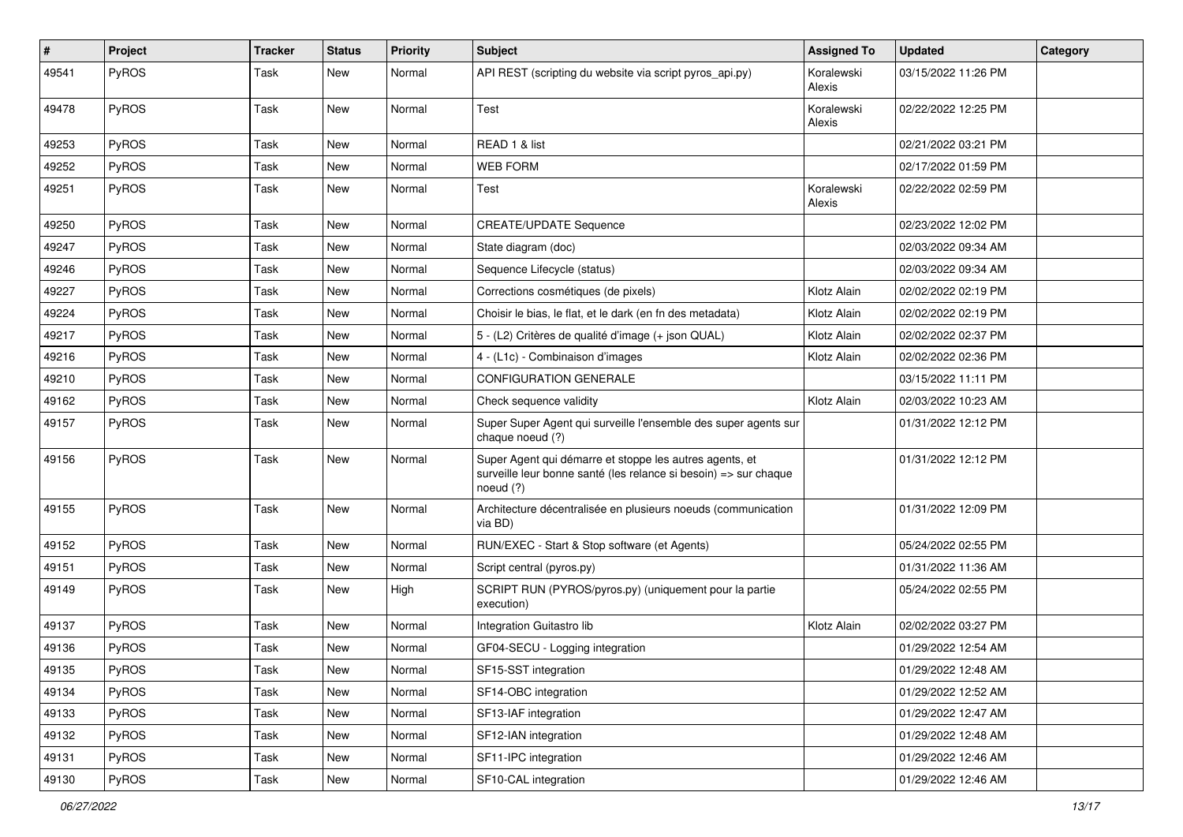| # | Project | Tracker | Status | Priority | Subject | Assigned To | Updated | Category |
|---|---|---|---|---|---|---|---|---|
| 49541 | PyROS | Task | New | Normal | API REST (scripting du website via script pyros_api.py) | Koralewski Alexis | 03/15/2022 11:26 PM | |
| 49478 | PyROS | Task | New | Normal | Test | Koralewski Alexis | 02/22/2022 12:25 PM | |
| 49253 | PyROS | Task | New | Normal | READ 1 & list | | 02/21/2022 03:21 PM | |
| 49252 | PyROS | Task | New | Normal | WEB FORM | | 02/17/2022 01:59 PM | |
| 49251 | PyROS | Task | New | Normal | Test | Koralewski Alexis | 02/22/2022 02:59 PM | |
| 49250 | PyROS | Task | New | Normal | CREATE/UPDATE Sequence | | 02/23/2022 12:02 PM | |
| 49247 | PyROS | Task | New | Normal | State diagram (doc) | | 02/03/2022 09:34 AM | |
| 49246 | PyROS | Task | New | Normal | Sequence Lifecycle (status) | | 02/03/2022 09:34 AM | |
| 49227 | PyROS | Task | New | Normal | Corrections cosmétiques (de pixels) | Klotz Alain | 02/02/2022 02:19 PM | |
| 49224 | PyROS | Task | New | Normal | Choisir le bias, le flat, et le dark (en fn des metadata) | Klotz Alain | 02/02/2022 02:19 PM | |
| 49217 | PyROS | Task | New | Normal | 5 - (L2) Critères de qualité d'image (+ json QUAL) | Klotz Alain | 02/02/2022 02:37 PM | |
| 49216 | PyROS | Task | New | Normal | 4 - (L1c) - Combinaison d'images | Klotz Alain | 02/02/2022 02:36 PM | |
| 49210 | PyROS | Task | New | Normal | CONFIGURATION GENERALE | | 03/15/2022 11:11 PM | |
| 49162 | PyROS | Task | New | Normal | Check sequence validity | Klotz Alain | 02/03/2022 10:23 AM | |
| 49157 | PyROS | Task | New | Normal | Super Super Agent qui surveille l'ensemble des super agents sur chaque noeud (?) | | 01/31/2022 12:12 PM | |
| 49156 | PyROS | Task | New | Normal | Super Agent qui démarre et stoppe les autres agents, et surveille leur bonne santé (les relance si besoin) => sur chaque noeud (?) | | 01/31/2022 12:12 PM | |
| 49155 | PyROS | Task | New | Normal | Architecture décentralisée en plusieurs noeuds (communication via BD) | | 01/31/2022 12:09 PM | |
| 49152 | PyROS | Task | New | Normal | RUN/EXEC - Start & Stop software (et Agents) | | 05/24/2022 02:55 PM | |
| 49151 | PyROS | Task | New | Normal | Script central (pyros.py) | | 01/31/2022 11:36 AM | |
| 49149 | PyROS | Task | New | High | SCRIPT RUN (PYROS/pyros.py) (uniquement pour la partie execution) | | 05/24/2022 02:55 PM | |
| 49137 | PyROS | Task | New | Normal | Integration Guitastro lib | Klotz Alain | 02/02/2022 03:27 PM | |
| 49136 | PyROS | Task | New | Normal | GF04-SECU - Logging integration | | 01/29/2022 12:54 AM | |
| 49135 | PyROS | Task | New | Normal | SF15-SST integration | | 01/29/2022 12:48 AM | |
| 49134 | PyROS | Task | New | Normal | SF14-OBC integration | | 01/29/2022 12:52 AM | |
| 49133 | PyROS | Task | New | Normal | SF13-IAF integration | | 01/29/2022 12:47 AM | |
| 49132 | PyROS | Task | New | Normal | SF12-IAN integration | | 01/29/2022 12:48 AM | |
| 49131 | PyROS | Task | New | Normal | SF11-IPC integration | | 01/29/2022 12:46 AM | |
| 49130 | PyROS | Task | New | Normal | SF10-CAL integration | | 01/29/2022 12:46 AM | |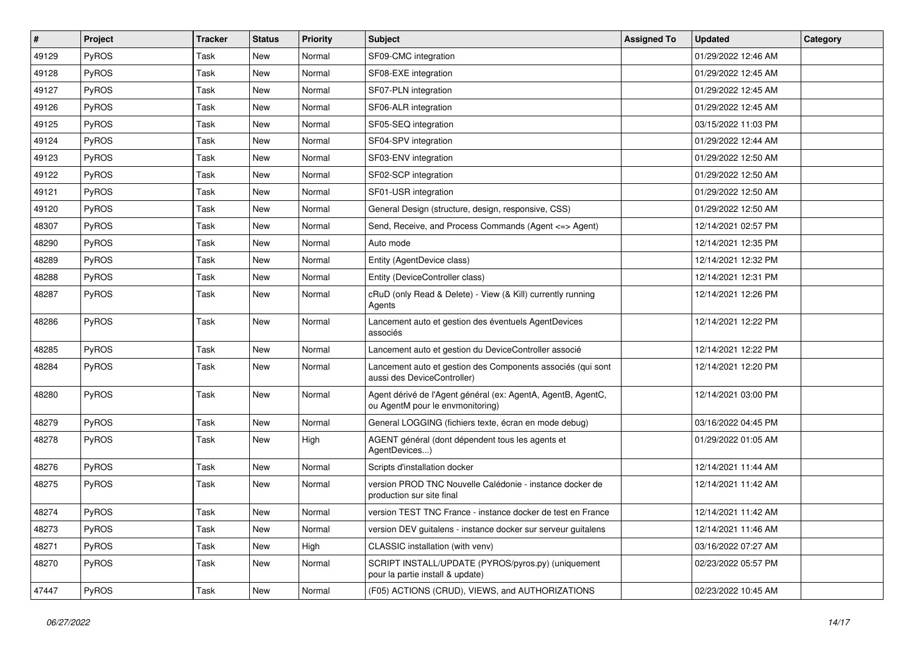| # | Project | Tracker | Status | Priority | Subject | Assigned To | Updated | Category |
| --- | --- | --- | --- | --- | --- | --- | --- | --- |
| 49129 | PyROS | Task | New | Normal | SF09-CMC integration | | 01/29/2022 12:46 AM | |
| 49128 | PyROS | Task | New | Normal | SF08-EXE integration | | 01/29/2022 12:45 AM | |
| 49127 | PyROS | Task | New | Normal | SF07-PLN integration | | 01/29/2022 12:45 AM | |
| 49126 | PyROS | Task | New | Normal | SF06-ALR integration | | 01/29/2022 12:45 AM | |
| 49125 | PyROS | Task | New | Normal | SF05-SEQ integration | | 03/15/2022 11:03 PM | |
| 49124 | PyROS | Task | New | Normal | SF04-SPV integration | | 01/29/2022 12:44 AM | |
| 49123 | PyROS | Task | New | Normal | SF03-ENV integration | | 01/29/2022 12:50 AM | |
| 49122 | PyROS | Task | New | Normal | SF02-SCP integration | | 01/29/2022 12:50 AM | |
| 49121 | PyROS | Task | New | Normal | SF01-USR integration | | 01/29/2022 12:50 AM | |
| 49120 | PyROS | Task | New | Normal | General Design (structure, design, responsive, CSS) | | 01/29/2022 12:50 AM | |
| 48307 | PyROS | Task | New | Normal | Send, Receive, and Process Commands (Agent <=> Agent) | | 12/14/2021 02:57 PM | |
| 48290 | PyROS | Task | New | Normal | Auto mode | | 12/14/2021 12:35 PM | |
| 48289 | PyROS | Task | New | Normal | Entity (AgentDevice class) | | 12/14/2021 12:32 PM | |
| 48288 | PyROS | Task | New | Normal | Entity (DeviceController class) | | 12/14/2021 12:31 PM | |
| 48287 | PyROS | Task | New | Normal | cRuD (only Read & Delete) - View (& Kill) currently running Agents | | 12/14/2021 12:26 PM | |
| 48286 | PyROS | Task | New | Normal | Lancement auto et gestion des éventuels AgentDevices associés | | 12/14/2021 12:22 PM | |
| 48285 | PyROS | Task | New | Normal | Lancement auto et gestion du DeviceController associé | | 12/14/2021 12:22 PM | |
| 48284 | PyROS | Task | New | Normal | Lancement auto et gestion des Components associés (qui sont aussi des DeviceController) | | 12/14/2021 12:20 PM | |
| 48280 | PyROS | Task | New | Normal | Agent dérivé de l'Agent général (ex: AgentA, AgentB, AgentC, ou AgentM pour le envmonitoring) | | 12/14/2021 03:00 PM | |
| 48279 | PyROS | Task | New | Normal | General LOGGING (fichiers texte, écran en mode debug) | | 03/16/2022 04:45 PM | |
| 48278 | PyROS | Task | New | High | AGENT général (dont dépendent tous les agents et AgentDevices...) | | 01/29/2022 01:05 AM | |
| 48276 | PyROS | Task | New | Normal | Scripts d'installation docker | | 12/14/2021 11:44 AM | |
| 48275 | PyROS | Task | New | Normal | version PROD TNC Nouvelle Calédonie - instance docker de production sur site final | | 12/14/2021 11:42 AM | |
| 48274 | PyROS | Task | New | Normal | version TEST TNC France - instance docker de test en France | | 12/14/2021 11:42 AM | |
| 48273 | PyROS | Task | New | Normal | version DEV guitalens - instance docker sur serveur guitalens | | 12/14/2021 11:46 AM | |
| 48271 | PyROS | Task | New | High | CLASSIC installation (with venv) | | 03/16/2022 07:27 AM | |
| 48270 | PyROS | Task | New | Normal | SCRIPT INSTALL/UPDATE (PYROS/pyros.py) (uniquement pour la partie install & update) | | 02/23/2022 05:57 PM | |
| 47447 | PyROS | Task | New | Normal | (F05) ACTIONS (CRUD), VIEWS, and AUTHORIZATIONS | | 02/23/2022 10:45 AM | |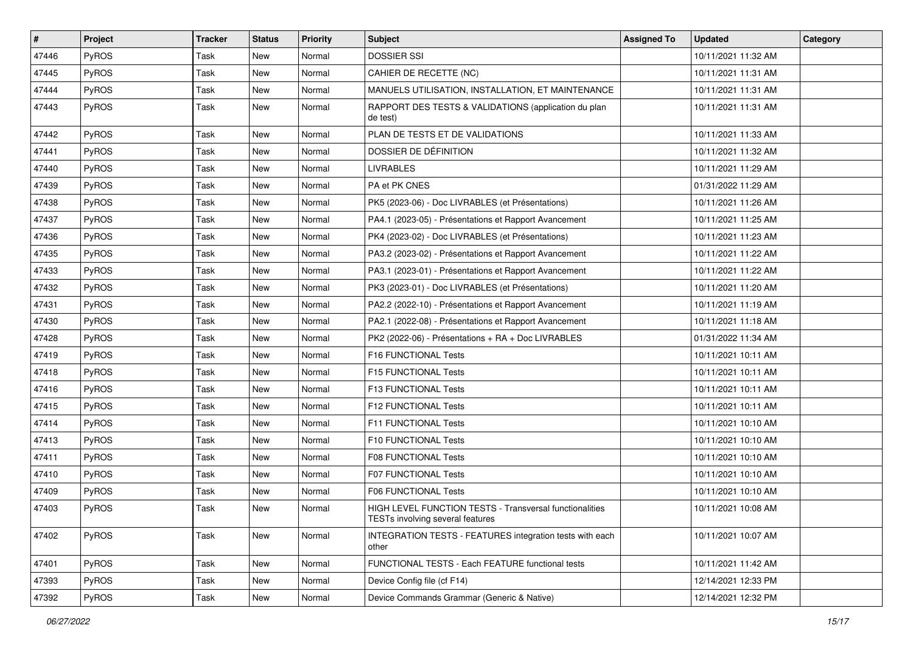| # | Project | Tracker | Status | Priority | Subject | Assigned To | Updated | Category |
|---|---|---|---|---|---|---|---|---|
| 47446 | PyROS | Task | New | Normal | DOSSIER SSI | | 10/11/2021 11:32 AM | |
| 47445 | PyROS | Task | New | Normal | CAHIER DE RECETTE (NC) | | 10/11/2021 11:31 AM | |
| 47444 | PyROS | Task | New | Normal | MANUELS UTILISATION, INSTALLATION, ET MAINTENANCE | | 10/11/2021 11:31 AM | |
| 47443 | PyROS | Task | New | Normal | RAPPORT DES TESTS & VALIDATIONS (application du plan de test) | | 10/11/2021 11:31 AM | |
| 47442 | PyROS | Task | New | Normal | PLAN DE TESTS ET DE VALIDATIONS | | 10/11/2021 11:33 AM | |
| 47441 | PyROS | Task | New | Normal | DOSSIER DE DÉFINITION | | 10/11/2021 11:32 AM | |
| 47440 | PyROS | Task | New | Normal | LIVRABLES | | 10/11/2021 11:29 AM | |
| 47439 | PyROS | Task | New | Normal | PA et PK CNES | | 01/31/2022 11:29 AM | |
| 47438 | PyROS | Task | New | Normal | PK5 (2023-06) - Doc LIVRABLES (et Présentations) | | 10/11/2021 11:26 AM | |
| 47437 | PyROS | Task | New | Normal | PA4.1 (2023-05) - Présentations et Rapport Avancement | | 10/11/2021 11:25 AM | |
| 47436 | PyROS | Task | New | Normal | PK4 (2023-02) - Doc LIVRABLES (et Présentations) | | 10/11/2021 11:23 AM | |
| 47435 | PyROS | Task | New | Normal | PA3.2 (2023-02) - Présentations et Rapport Avancement | | 10/11/2021 11:22 AM | |
| 47433 | PyROS | Task | New | Normal | PA3.1 (2023-01) - Présentations et Rapport Avancement | | 10/11/2021 11:22 AM | |
| 47432 | PyROS | Task | New | Normal | PK3 (2023-01) - Doc LIVRABLES (et Présentations) | | 10/11/2021 11:20 AM | |
| 47431 | PyROS | Task | New | Normal | PA2.2 (2022-10) - Présentations et Rapport Avancement | | 10/11/2021 11:19 AM | |
| 47430 | PyROS | Task | New | Normal | PA2.1 (2022-08) - Présentations et Rapport Avancement | | 10/11/2021 11:18 AM | |
| 47428 | PyROS | Task | New | Normal | PK2 (2022-06) - Présentations + RA + Doc LIVRABLES | | 01/31/2022 11:34 AM | |
| 47419 | PyROS | Task | New | Normal | F16 FUNCTIONAL Tests | | 10/11/2021 10:11 AM | |
| 47418 | PyROS | Task | New | Normal | F15 FUNCTIONAL Tests | | 10/11/2021 10:11 AM | |
| 47416 | PyROS | Task | New | Normal | F13 FUNCTIONAL Tests | | 10/11/2021 10:11 AM | |
| 47415 | PyROS | Task | New | Normal | F12 FUNCTIONAL Tests | | 10/11/2021 10:11 AM | |
| 47414 | PyROS | Task | New | Normal | F11 FUNCTIONAL Tests | | 10/11/2021 10:10 AM | |
| 47413 | PyROS | Task | New | Normal | F10 FUNCTIONAL Tests | | 10/11/2021 10:10 AM | |
| 47411 | PyROS | Task | New | Normal | F08 FUNCTIONAL Tests | | 10/11/2021 10:10 AM | |
| 47410 | PyROS | Task | New | Normal | F07 FUNCTIONAL Tests | | 10/11/2021 10:10 AM | |
| 47409 | PyROS | Task | New | Normal | F06 FUNCTIONAL Tests | | 10/11/2021 10:10 AM | |
| 47403 | PyROS | Task | New | Normal | HIGH LEVEL FUNCTION TESTS - Transversal functionalities TESTs involving several features | | 10/11/2021 10:08 AM | |
| 47402 | PyROS | Task | New | Normal | INTEGRATION TESTS - FEATURES integration tests with each other | | 10/11/2021 10:07 AM | |
| 47401 | PyROS | Task | New | Normal | FUNCTIONAL TESTS - Each FEATURE functional tests | | 10/11/2021 11:42 AM | |
| 47393 | PyROS | Task | New | Normal | Device Config file (cf F14) | | 12/14/2021 12:33 PM | |
| 47392 | PyROS | Task | New | Normal | Device Commands Grammar (Generic & Native) | | 12/14/2021 12:32 PM | |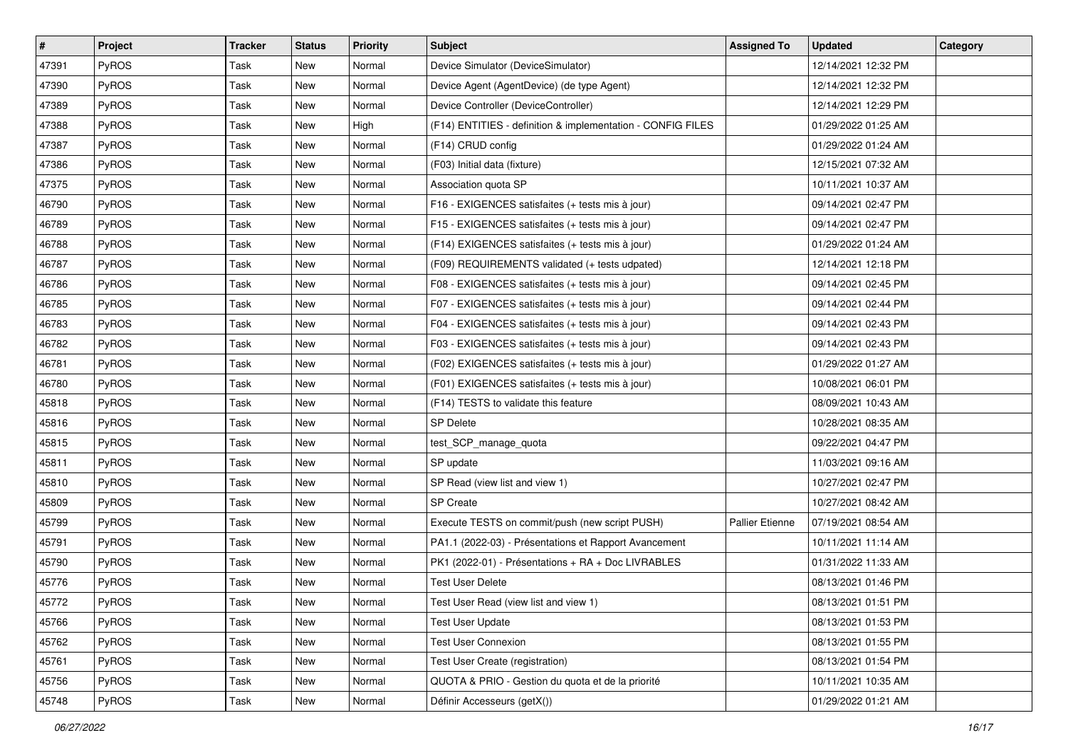| # | Project | Tracker | Status | Priority | Subject | Assigned To | Updated | Category |
|---|---|---|---|---|---|---|---|---|
| 47391 | PyROS | Task | New | Normal | Device Simulator (DeviceSimulator) | | 12/14/2021 12:32 PM | |
| 47390 | PyROS | Task | New | Normal | Device Agent (AgentDevice) (de type Agent) | | 12/14/2021 12:32 PM | |
| 47389 | PyROS | Task | New | Normal | Device Controller (DeviceController) | | 12/14/2021 12:29 PM | |
| 47388 | PyROS | Task | New | High | (F14) ENTITIES - definition & implementation - CONFIG FILES | | 01/29/2022 01:25 AM | |
| 47387 | PyROS | Task | New | Normal | (F14) CRUD config | | 01/29/2022 01:24 AM | |
| 47386 | PyROS | Task | New | Normal | (F03) Initial data (fixture) | | 12/15/2021 07:32 AM | |
| 47375 | PyROS | Task | New | Normal | Association quota SP | | 10/11/2021 10:37 AM | |
| 46790 | PyROS | Task | New | Normal | F16 - EXIGENCES satisfaites (+ tests mis à jour) | | 09/14/2021 02:47 PM | |
| 46789 | PyROS | Task | New | Normal | F15 - EXIGENCES satisfaites (+ tests mis à jour) | | 09/14/2021 02:47 PM | |
| 46788 | PyROS | Task | New | Normal | (F14) EXIGENCES satisfaites (+ tests mis à jour) | | 01/29/2022 01:24 AM | |
| 46787 | PyROS | Task | New | Normal | (F09) REQUIREMENTS validated (+ tests udpated) | | 12/14/2021 12:18 PM | |
| 46786 | PyROS | Task | New | Normal | F08 - EXIGENCES satisfaites (+ tests mis à jour) | | 09/14/2021 02:45 PM | |
| 46785 | PyROS | Task | New | Normal | F07 - EXIGENCES satisfaites (+ tests mis à jour) | | 09/14/2021 02:44 PM | |
| 46783 | PyROS | Task | New | Normal | F04 - EXIGENCES satisfaites (+ tests mis à jour) | | 09/14/2021 02:43 PM | |
| 46782 | PyROS | Task | New | Normal | F03 - EXIGENCES satisfaites (+ tests mis à jour) | | 09/14/2021 02:43 PM | |
| 46781 | PyROS | Task | New | Normal | (F02) EXIGENCES satisfaites (+ tests mis à jour) | | 01/29/2022 01:27 AM | |
| 46780 | PyROS | Task | New | Normal | (F01) EXIGENCES satisfaites (+ tests mis à jour) | | 10/08/2021 06:01 PM | |
| 45818 | PyROS | Task | New | Normal | (F14) TESTS to validate this feature | | 08/09/2021 10:43 AM | |
| 45816 | PyROS | Task | New | Normal | SP Delete | | 10/28/2021 08:35 AM | |
| 45815 | PyROS | Task | New | Normal | test_SCP_manage_quota | | 09/22/2021 04:47 PM | |
| 45811 | PyROS | Task | New | Normal | SP update | | 11/03/2021 09:16 AM | |
| 45810 | PyROS | Task | New | Normal | SP Read (view list and view 1) | | 10/27/2021 02:47 PM | |
| 45809 | PyROS | Task | New | Normal | SP Create | | 10/27/2021 08:42 AM | |
| 45799 | PyROS | Task | New | Normal | Execute TESTS on commit/push (new script PUSH) | Pallier Etienne | 07/19/2021 08:54 AM | |
| 45791 | PyROS | Task | New | Normal | PA1.1 (2022-03) - Présentations et Rapport Avancement | | 10/11/2021 11:14 AM | |
| 45790 | PyROS | Task | New | Normal | PK1 (2022-01) - Présentations + RA + Doc LIVRABLES | | 01/31/2022 11:33 AM | |
| 45776 | PyROS | Task | New | Normal | Test User Delete | | 08/13/2021 01:46 PM | |
| 45772 | PyROS | Task | New | Normal | Test User Read (view list and view 1) | | 08/13/2021 01:51 PM | |
| 45766 | PyROS | Task | New | Normal | Test User Update | | 08/13/2021 01:53 PM | |
| 45762 | PyROS | Task | New | Normal | Test User Connexion | | 08/13/2021 01:55 PM | |
| 45761 | PyROS | Task | New | Normal | Test User Create (registration) | | 08/13/2021 01:54 PM | |
| 45756 | PyROS | Task | New | Normal | QUOTA & PRIO - Gestion du quota et de la priorité | | 10/11/2021 10:35 AM | |
| 45748 | PyROS | Task | New | Normal | Définir Accesseurs (getX()) | | 01/29/2022 01:21 AM | |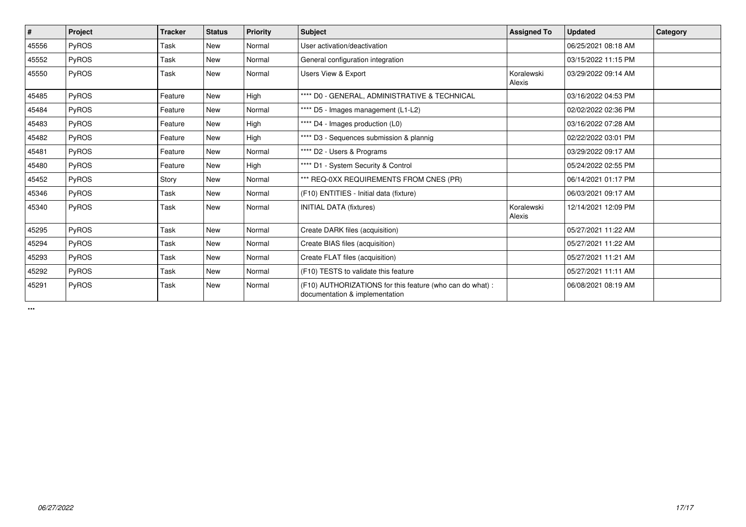| # | Project | Tracker | Status | Priority | Subject | Assigned To | Updated | Category |
|---|---|---|---|---|---|---|---|---|
| 45556 | PyROS | Task | New | Normal | User activation/deactivation | | 06/25/2021 08:18 AM | |
| 45552 | PyROS | Task | New | Normal | General configuration integration | | 03/15/2022 11:15 PM | |
| 45550 | PyROS | Task | New | Normal | Users View & Export | Koralewski Alexis | 03/29/2022 09:14 AM | |
| 45485 | PyROS | Feature | New | High | **** D0 - GENERAL, ADMINISTRATIVE & TECHNICAL | | 03/16/2022 04:53 PM | |
| 45484 | PyROS | Feature | New | Normal | **** D5 - Images management (L1-L2) | | 02/02/2022 02:36 PM | |
| 45483 | PyROS | Feature | New | High | **** D4 - Images production (L0) | | 03/16/2022 07:28 AM | |
| 45482 | PyROS | Feature | New | High | **** D3 - Sequences submission & plannig | | 02/22/2022 03:01 PM | |
| 45481 | PyROS | Feature | New | Normal | **** D2 - Users & Programs | | 03/29/2022 09:17 AM | |
| 45480 | PyROS | Feature | New | High | **** D1 - System Security & Control | | 05/24/2022 02:55 PM | |
| 45452 | PyROS | Story | New | Normal | *** REQ-0XX REQUIREMENTS FROM CNES (PR) | | 06/14/2021 01:17 PM | |
| 45346 | PyROS | Task | New | Normal | (F10) ENTITIES - Initial data (fixture) | | 06/03/2021 09:17 AM | |
| 45340 | PyROS | Task | New | Normal | INITIAL DATA (fixtures) | Koralewski Alexis | 12/14/2021 12:09 PM | |
| 45295 | PyROS | Task | New | Normal | Create DARK files (acquisition) | | 05/27/2021 11:22 AM | |
| 45294 | PyROS | Task | New | Normal | Create BIAS files (acquisition) | | 05/27/2021 11:22 AM | |
| 45293 | PyROS | Task | New | Normal | Create FLAT files (acquisition) | | 05/27/2021 11:21 AM | |
| 45292 | PyROS | Task | New | Normal | (F10) TESTS to validate this feature | | 05/27/2021 11:11 AM | |
| 45291 | PyROS | Task | New | Normal | (F10) AUTHORIZATIONS for this feature (who can do what) : documentation & implementation | | 06/08/2021 08:19 AM | |

...